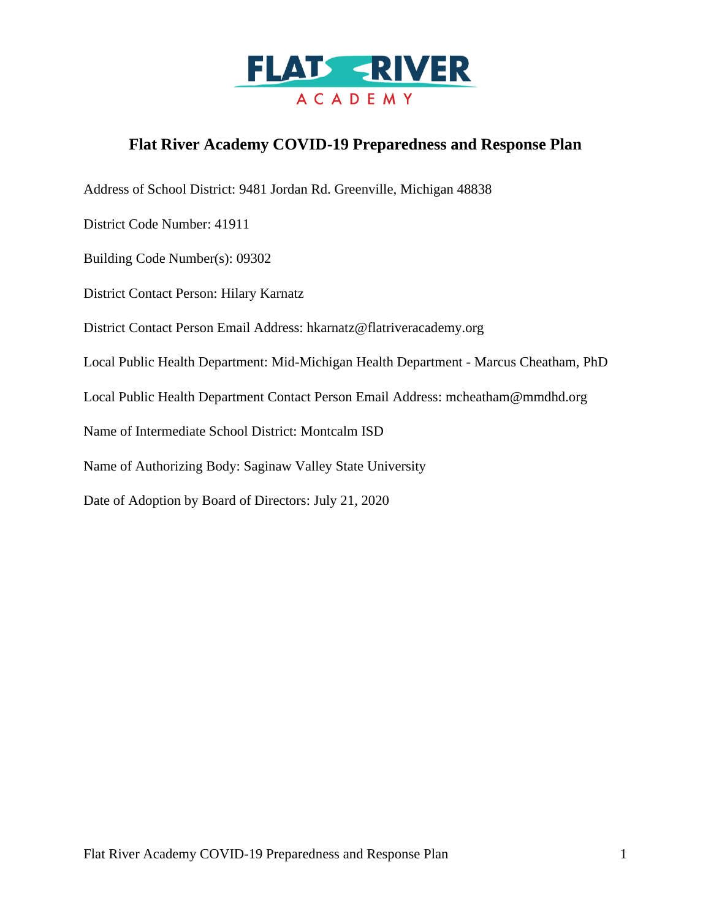FLAT RIVER ACADEMY

# Flat River Academy COVID-19 Preparedness and Response Plan

Address of School District: 9481 Jordan Rd. Greenville, Michigan 48838

District Code Number: 41911

Building Code Number(s): 09302

District Contact Person: Hilary Karnatz

District Contact Person Email Address: hkarnatz@flatriveracademy.org

Local Public Health Department: Mid-Michigan Health Department - Marcus Cheatham, PhD

Local Public Health Department Contact Person Email Address: mcheatham@mmdhd.org

Name of Intermediate School District: Montcalm ISD

Name of Authorizing Body: Saginaw Valley State University

Date of Adoption by Board of Directors: July 21, 2020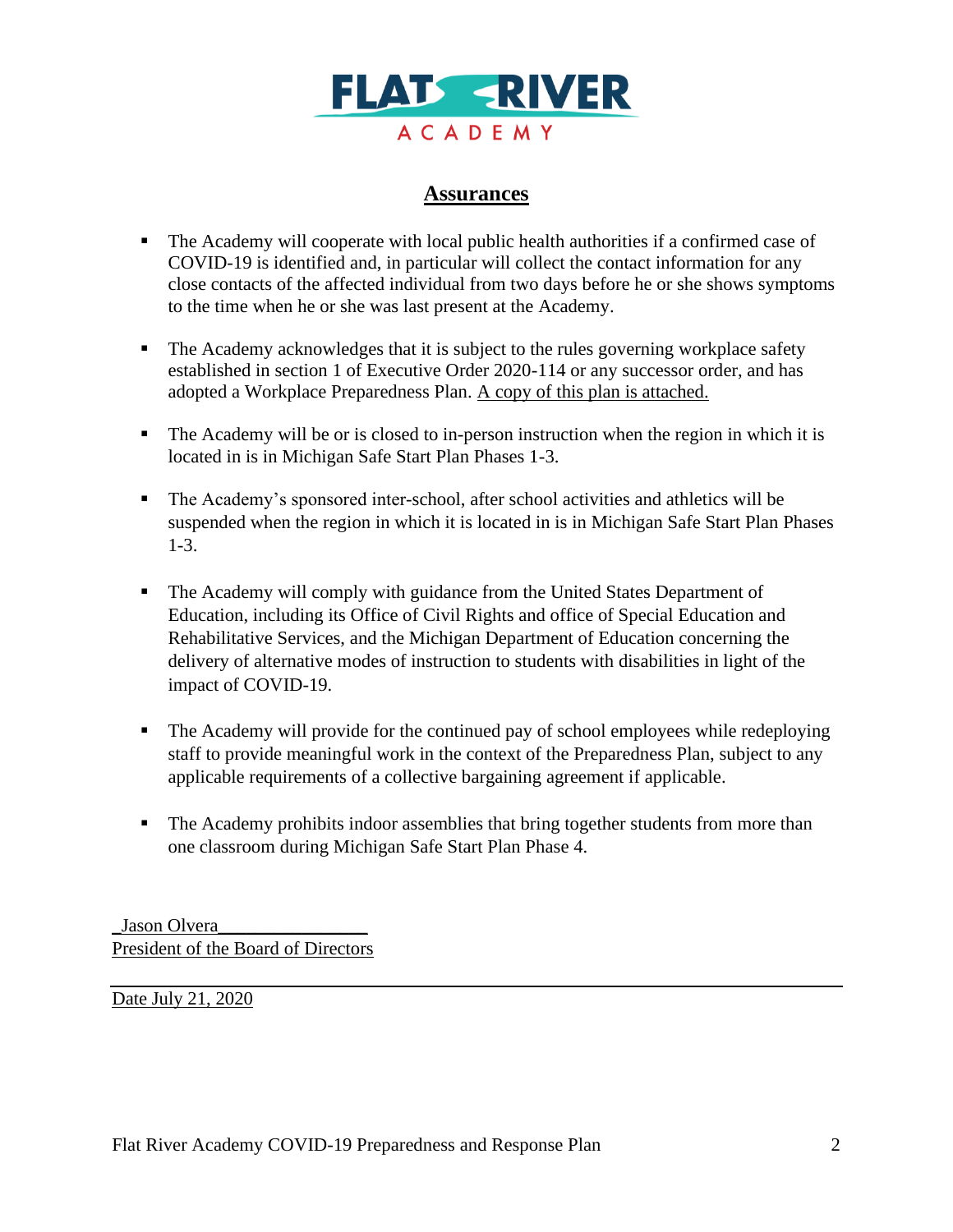FLAT RIVER ACADEMY

## Assurances

- The Academy will cooperate with local public health authorities if a confirmed case of COVID-19 is identified and, in particular will collect the contact information for any close contacts of the affected individual from two days before he or she shows symptoms to the time when he or she was last present at the Academy.
- The Academy acknowledges that it is subject to the rules governing workplace safety established in section 1 of Executive Order 2020-114 or any successor order, and has adopted a Workplace Preparedness Plan. A copy of this plan is attached.
- The Academy will be or is closed to in-person instruction when the region in which it is located in is in Michigan Safe Start Plan Phases 1-3.
- The Academy's sponsored inter-school, after school activities and athletics will be suspended when the region in which it is located in is in Michigan Safe Start Plan Phases 1-3.
- The Academy will comply with guidance from the United States Department of Education, including its Office of Civil Rights and office of Special Education and Rehabilitative Services, and the Michigan Department of Education concerning the delivery of alternative modes of instruction to students with disabilities in light of the impact of COVID-19.
- The Academy will provide for the continued pay of school employees while redeploying staff to provide meaningful work in the context of the Preparedness Plan, subject to any applicable requirements of a collective bargaining agreement if applicable.
- The Academy prohibits indoor assemblies that bring together students from more than one classroom during Michigan Safe Start Plan Phase 4.

_Jason Olvera________________
President of the Board of Directors

Date July 21, 2020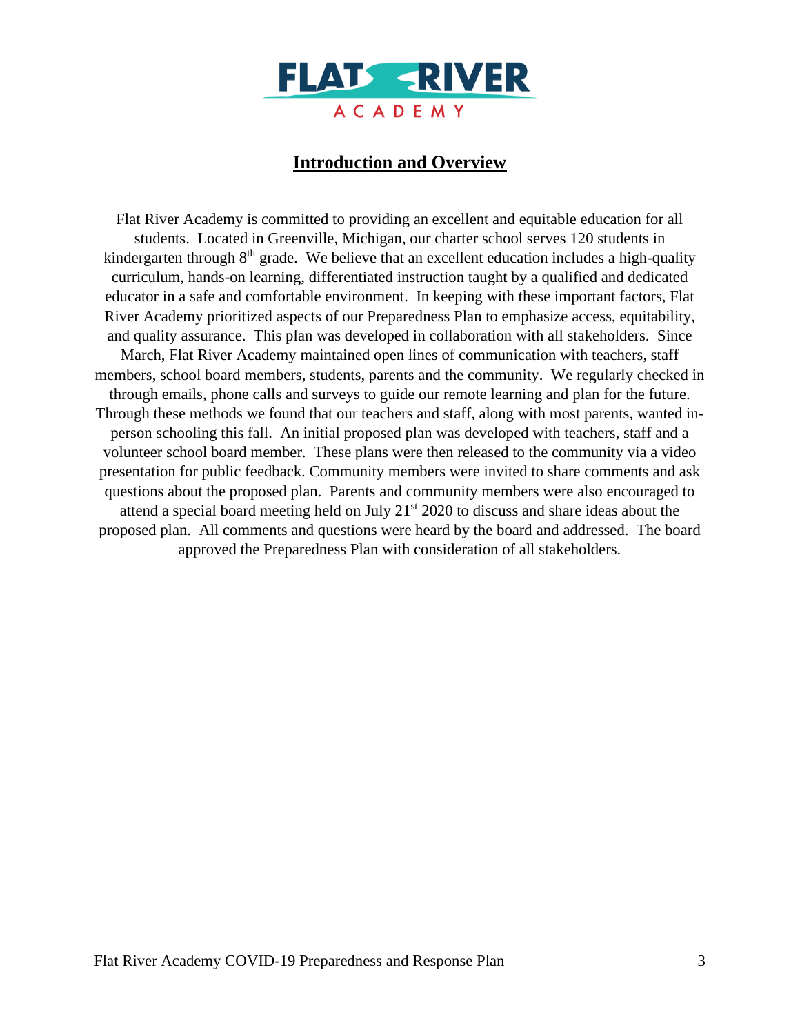FLAT RIVER ACADEMY

## Introduction and Overview

Flat River Academy is committed to providing an excellent and equitable education for all students. Located in Greenville, Michigan, our charter school serves 120 students in kindergarten through 8th grade. We believe that an excellent education includes a high-quality curriculum, hands-on learning, differentiated instruction taught by a qualified and dedicated educator in a safe and comfortable environment. In keeping with these important factors, Flat River Academy prioritized aspects of our Preparedness Plan to emphasize access, equitability, and quality assurance. This plan was developed in collaboration with all stakeholders. Since March, Flat River Academy maintained open lines of communication with teachers, staff members, school board members, students, parents and the community. We regularly checked in through emails, phone calls and surveys to guide our remote learning and plan for the future. Through these methods we found that our teachers and staff, along with most parents, wanted in-person schooling this fall. An initial proposed plan was developed with teachers, staff and a volunteer school board member. These plans were then released to the community via a video presentation for public feedback. Community members were invited to share comments and ask questions about the proposed plan. Parents and community members were also encouraged to attend a special board meeting held on July 21st 2020 to discuss and share ideas about the proposed plan. All comments and questions were heard by the board and addressed. The board approved the Preparedness Plan with consideration of all stakeholders.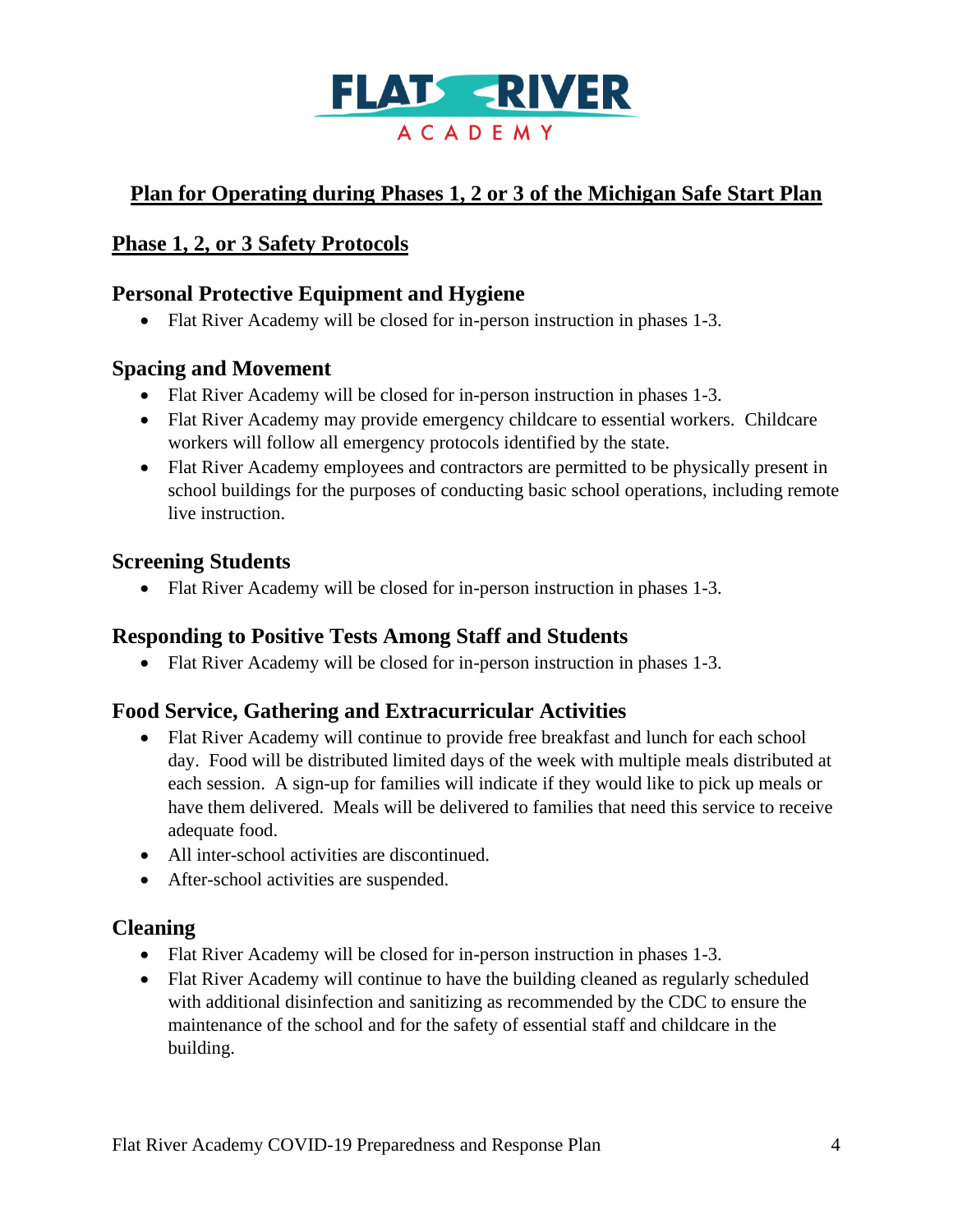## Plan for Operating during Phases 1, 2 or 3 of the Michigan Safe Start Plan

### Phase 1, 2, or 3 Safety Protocols

#### Personal Protective Equipment and Hygiene

- Flat River Academy will be closed for in-person instruction in phases 1-3.

#### Spacing and Movement

- Flat River Academy will be closed for in-person instruction in phases 1-3.
- Flat River Academy may provide emergency childcare to essential workers. Childcare workers will follow all emergency protocols identified by the state.
- Flat River Academy employees and contractors are permitted to be physically present in school buildings for the purposes of conducting basic school operations, including remote live instruction.

#### Screening Students

- Flat River Academy will be closed for in-person instruction in phases 1-3.

#### Responding to Positive Tests Among Staff and Students

- Flat River Academy will be closed for in-person instruction in phases 1-3.

#### Food Service, Gathering and Extracurricular Activities

- Flat River Academy will continue to provide free breakfast and lunch for each school day. Food will be distributed limited days of the week with multiple meals distributed at each session. A sign-up for families will indicate if they would like to pick up meals or have them delivered. Meals will be delivered to families that need this service to receive adequate food.
- All inter-school activities are discontinued.
- After-school activities are suspended.

#### Cleaning

- Flat River Academy will be closed for in-person instruction in phases 1-3.
- Flat River Academy will continue to have the building cleaned as regularly scheduled with additional disinfection and sanitizing as recommended by the CDC to ensure the maintenance of the school and for the safety of essential staff and childcare in the building.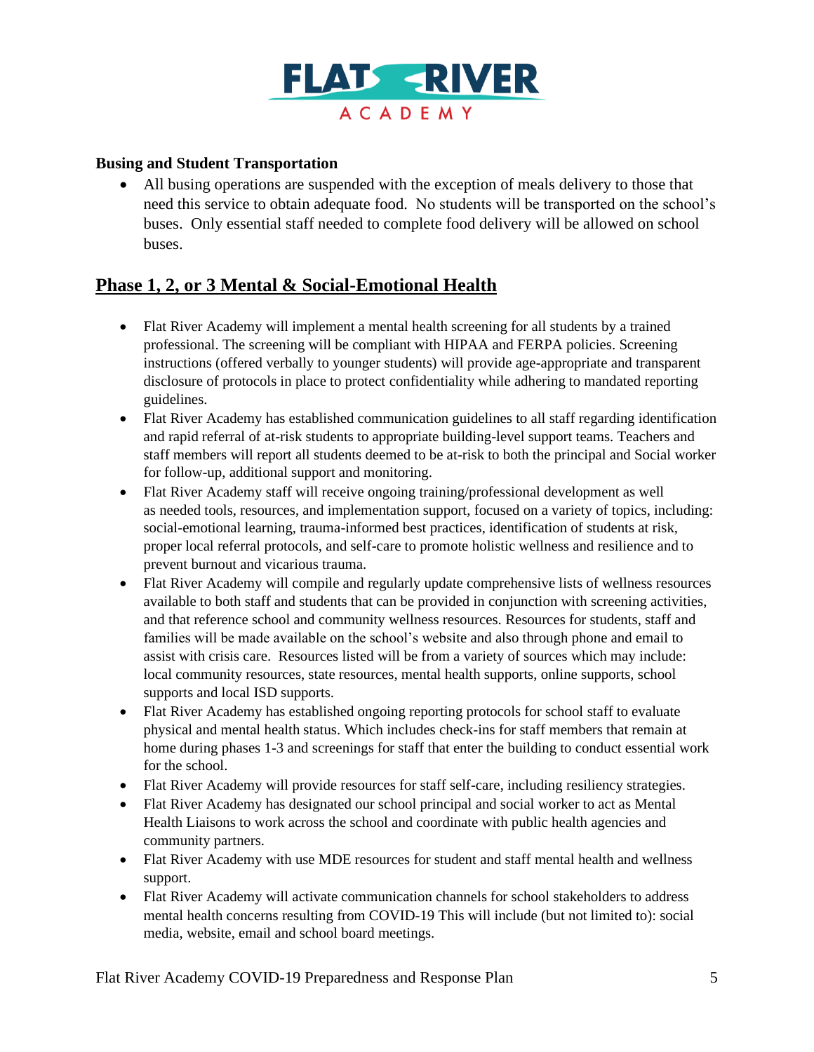**Busing and Student Transportation**

- All busing operations are suspended with the exception of meals delivery to those that need this service to obtain adequate food. No students will be transported on the school's buses. Only essential staff needed to complete food delivery will be allowed on school buses.

## Phase 1, 2, or 3 Mental & Social-Emotional Health

- Flat River Academy will implement a mental health screening for all students by a trained professional. The screening will be compliant with HIPAA and FERPA policies. Screening instructions (offered verbally to younger students) will provide age-appropriate and transparent disclosure of protocols in place to protect confidentiality while adhering to mandated reporting guidelines.
- Flat River Academy has established communication guidelines to all staff regarding identification and rapid referral of at-risk students to appropriate building-level support teams. Teachers and staff members will report all students deemed to be at-risk to both the principal and Social worker for follow-up, additional support and monitoring.
- Flat River Academy staff will receive ongoing training/professional development as well as needed tools, resources, and implementation support, focused on a variety of topics, including: social-emotional learning, trauma-informed best practices, identification of students at risk, proper local referral protocols, and self-care to promote holistic wellness and resilience and to prevent burnout and vicarious trauma.
- Flat River Academy will compile and regularly update comprehensive lists of wellness resources available to both staff and students that can be provided in conjunction with screening activities, and that reference school and community wellness resources. Resources for students, staff and families will be made available on the school's website and also through phone and email to assist with crisis care. Resources listed will be from a variety of sources which may include: local community resources, state resources, mental health supports, online supports, school supports and local ISD supports.
- Flat River Academy has established ongoing reporting protocols for school staff to evaluate physical and mental health status. Which includes check-ins for staff members that remain at home during phases 1-3 and screenings for staff that enter the building to conduct essential work for the school.
- Flat River Academy will provide resources for staff self-care, including resiliency strategies.
- Flat River Academy has designated our school principal and social worker to act as Mental Health Liaisons to work across the school and coordinate with public health agencies and community partners.
- Flat River Academy with use MDE resources for student and staff mental health and wellness support.
- Flat River Academy will activate communication channels for school stakeholders to address mental health concerns resulting from COVID-19 This will include (but not limited to): social media, website, email and school board meetings.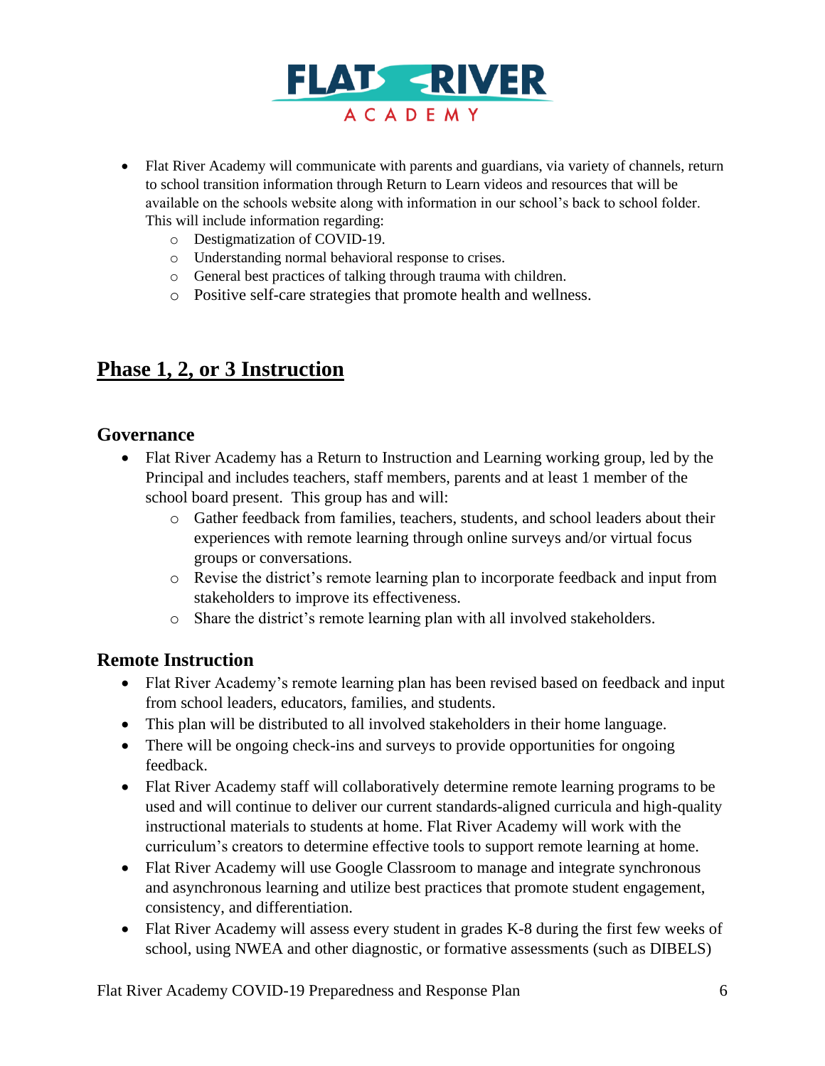- Flat River Academy will communicate with parents and guardians, via variety of channels, return to school transition information through Return to Learn videos and resources that will be available on the schools website along with information in our school's back to school folder. This will include information regarding:
  - Destigmatization of COVID-19.
  - Understanding normal behavioral response to crises.
  - General best practices of talking through trauma with children.
  - Positive self-care strategies that promote health and wellness.

# Phase 1, 2, or 3 Instruction

## Governance

- Flat River Academy has a Return to Instruction and Learning working group, led by the Principal and includes teachers, staff members, parents and at least 1 member of the school board present. This group has and will:
  - Gather feedback from families, teachers, students, and school leaders about their experiences with remote learning through online surveys and/or virtual focus groups or conversations.
  - Revise the district's remote learning plan to incorporate feedback and input from stakeholders to improve its effectiveness.
  - Share the district's remote learning plan with all involved stakeholders.

## Remote Instruction

- Flat River Academy's remote learning plan has been revised based on feedback and input from school leaders, educators, families, and students.
- This plan will be distributed to all involved stakeholders in their home language.
- There will be ongoing check-ins and surveys to provide opportunities for ongoing feedback.
- Flat River Academy staff will collaboratively determine remote learning programs to be used and will continue to deliver our current standards-aligned curricula and high-quality instructional materials to students at home. Flat River Academy will work with the curriculum's creators to determine effective tools to support remote learning at home.
- Flat River Academy will use Google Classroom to manage and integrate synchronous and asynchronous learning and utilize best practices that promote student engagement, consistency, and differentiation.
- Flat River Academy will assess every student in grades K-8 during the first few weeks of school, using NWEA and other diagnostic, or formative assessments (such as DIBELS)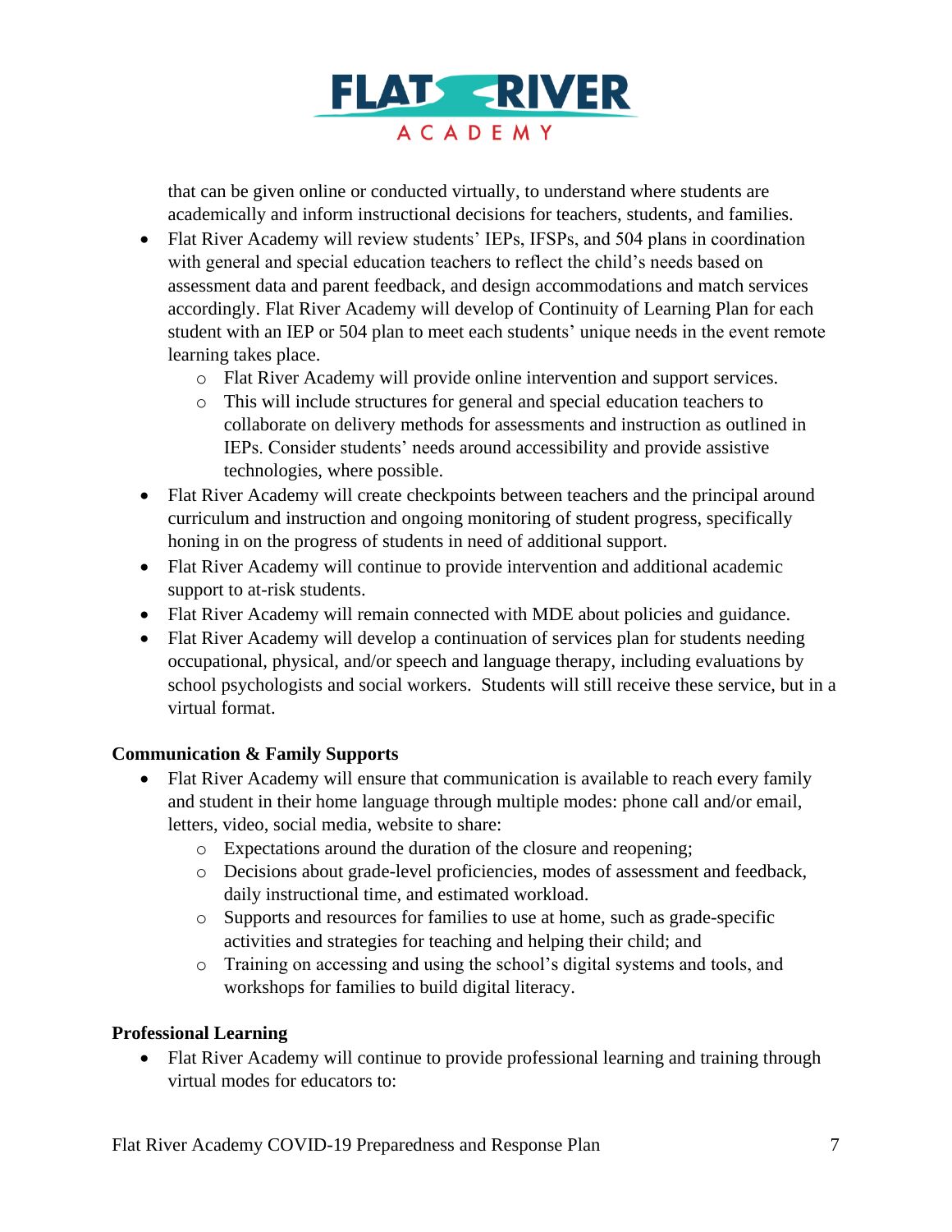that can be given online or conducted virtually, to understand where students are academically and inform instructional decisions for teachers, students, and families.

- Flat River Academy will review students' IEPs, IFSPs, and 504 plans in coordination with general and special education teachers to reflect the child's needs based on assessment data and parent feedback, and design accommodations and match services accordingly. Flat River Academy will develop of Continuity of Learning Plan for each student with an IEP or 504 plan to meet each students' unique needs in the event remote learning takes place.
    - Flat River Academy will provide online intervention and support services.
    - This will include structures for general and special education teachers to collaborate on delivery methods for assessments and instruction as outlined in IEPs. Consider students' needs around accessibility and provide assistive technologies, where possible.
- Flat River Academy will create checkpoints between teachers and the principal around curriculum and instruction and ongoing monitoring of student progress, specifically honing in on the progress of students in need of additional support.
- Flat River Academy will continue to provide intervention and additional academic support to at-risk students.
- Flat River Academy will remain connected with MDE about policies and guidance.
- Flat River Academy will develop a continuation of services plan for students needing occupational, physical, and/or speech and language therapy, including evaluations by school psychologists and social workers. Students will still receive these service, but in a virtual format.

**Communication & Family Supports**

- Flat River Academy will ensure that communication is available to reach every family and student in their home language through multiple modes: phone call and/or email, letters, video, social media, website to share:
    - Expectations around the duration of the closure and reopening;
    - Decisions about grade-level proficiencies, modes of assessment and feedback, daily instructional time, and estimated workload.
    - Supports and resources for families to use at home, such as grade-specific activities and strategies for teaching and helping their child; and
    - Training on accessing and using the school's digital systems and tools, and workshops for families to build digital literacy.

**Professional Learning**

- Flat River Academy will continue to provide professional learning and training through virtual modes for educators to: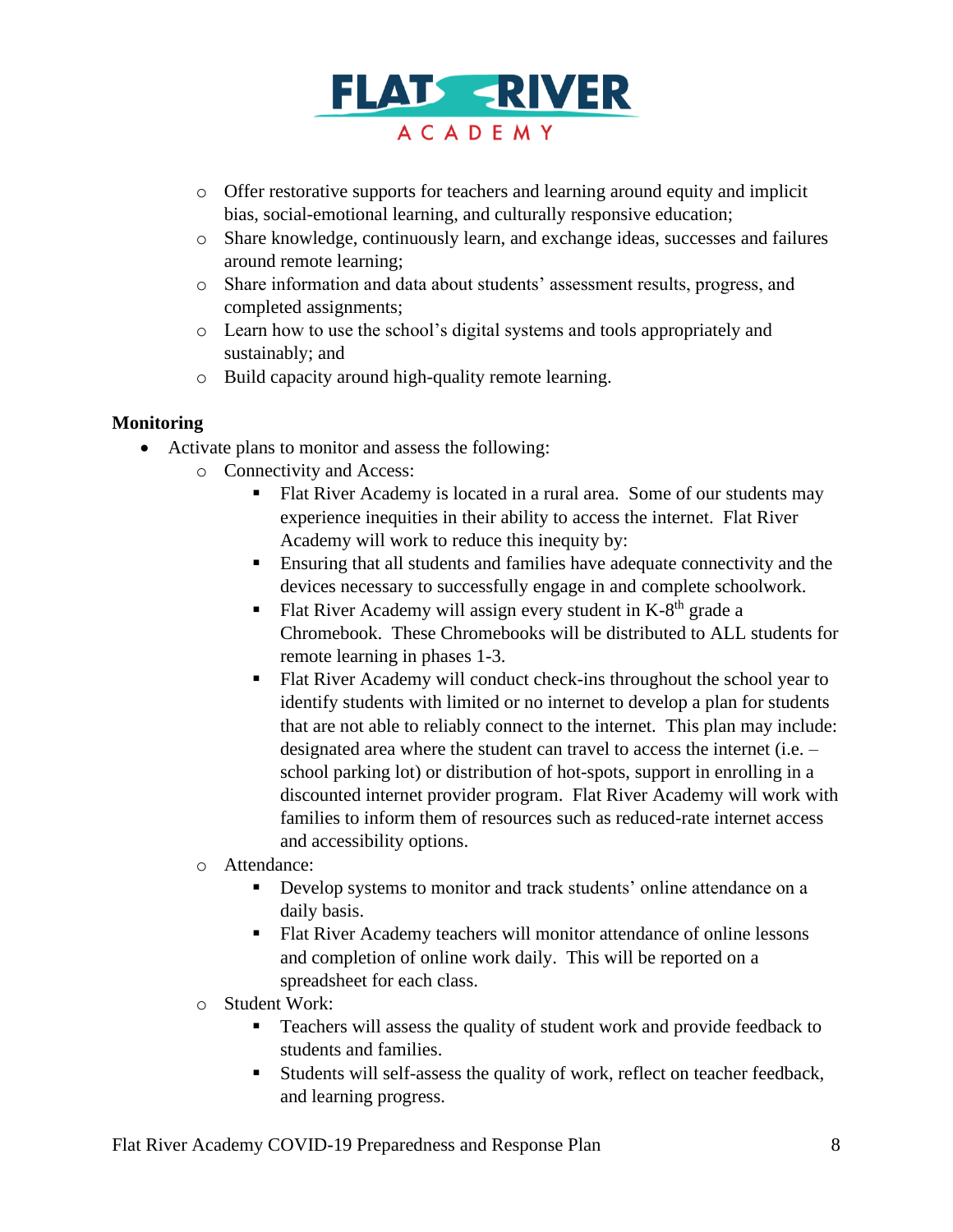- Offer restorative supports for teachers and learning around equity and implicit bias, social-emotional learning, and culturally responsive education;
- Share knowledge, continuously learn, and exchange ideas, successes and failures around remote learning;
- Share information and data about students' assessment results, progress, and completed assignments;
- Learn how to use the school's digital systems and tools appropriately and sustainably; and
- Build capacity around high-quality remote learning.

**Monitoring**

- Activate plans to monitor and assess the following:
    - Connectivity and Access:
        - Flat River Academy is located in a rural area. Some of our students may experience inequities in their ability to access the internet. Flat River Academy will work to reduce this inequity by:
        - Ensuring that all students and families have adequate connectivity and the devices necessary to successfully engage in and complete schoolwork.
        - Flat River Academy will assign every student in K-8th grade a Chromebook. These Chromebooks will be distributed to ALL students for remote learning in phases 1-3.
        - Flat River Academy will conduct check-ins throughout the school year to identify students with limited or no internet to develop a plan for students that are not able to reliably connect to the internet. This plan may include: designated area where the student can travel to access the internet (i.e. – school parking lot) or distribution of hot-spots, support in enrolling in a discounted internet provider program. Flat River Academy will work with families to inform them of resources such as reduced-rate internet access and accessibility options.
    - Attendance:
        - Develop systems to monitor and track students' online attendance on a daily basis.
        - Flat River Academy teachers will monitor attendance of online lessons and completion of online work daily. This will be reported on a spreadsheet for each class.
    - Student Work:
        - Teachers will assess the quality of student work and provide feedback to students and families.
        - Students will self-assess the quality of work, reflect on teacher feedback, and learning progress.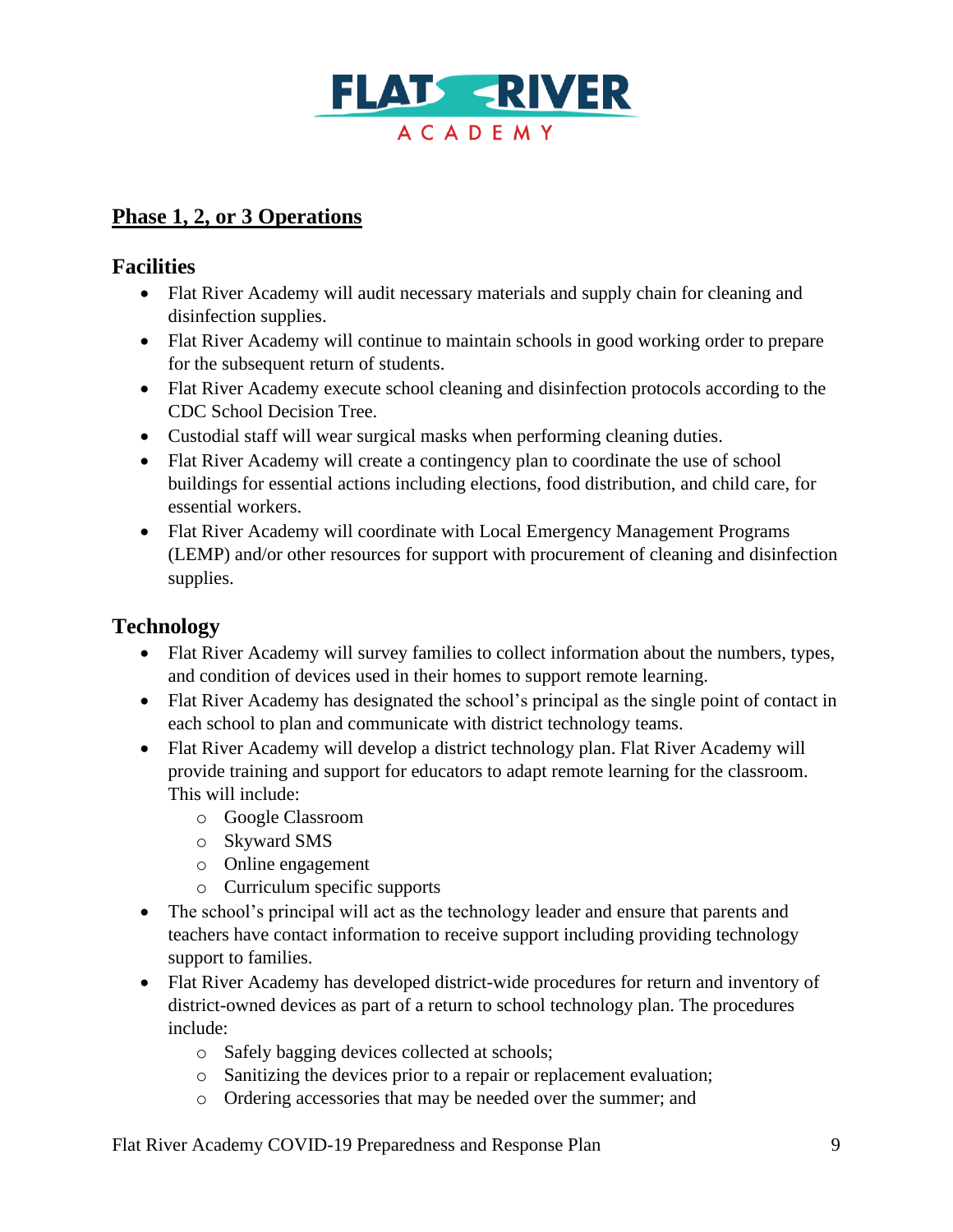## Phase 1, 2, or 3 Operations

### Facilities

- Flat River Academy will audit necessary materials and supply chain for cleaning and disinfection supplies.
- Flat River Academy will continue to maintain schools in good working order to prepare for the subsequent return of students.
- Flat River Academy execute school cleaning and disinfection protocols according to the CDC School Decision Tree.
- Custodial staff will wear surgical masks when performing cleaning duties.
- Flat River Academy will create a contingency plan to coordinate the use of school buildings for essential actions including elections, food distribution, and child care, for essential workers.
- Flat River Academy will coordinate with Local Emergency Management Programs (LEMP) and/or other resources for support with procurement of cleaning and disinfection supplies.

### Technology

- Flat River Academy will survey families to collect information about the numbers, types, and condition of devices used in their homes to support remote learning.
- Flat River Academy has designated the school's principal as the single point of contact in each school to plan and communicate with district technology teams.
- Flat River Academy will develop a district technology plan. Flat River Academy will provide training and support for educators to adapt remote learning for the classroom. This will include:
  - Google Classroom
  - Skyward SMS
  - Online engagement
  - Curriculum specific supports
- The school's principal will act as the technology leader and ensure that parents and teachers have contact information to receive support including providing technology support to families.
- Flat River Academy has developed district-wide procedures for return and inventory of district-owned devices as part of a return to school technology plan. The procedures include:
  - Safely bagging devices collected at schools;
  - Sanitizing the devices prior to a repair or replacement evaluation;
  - Ordering accessories that may be needed over the summer; and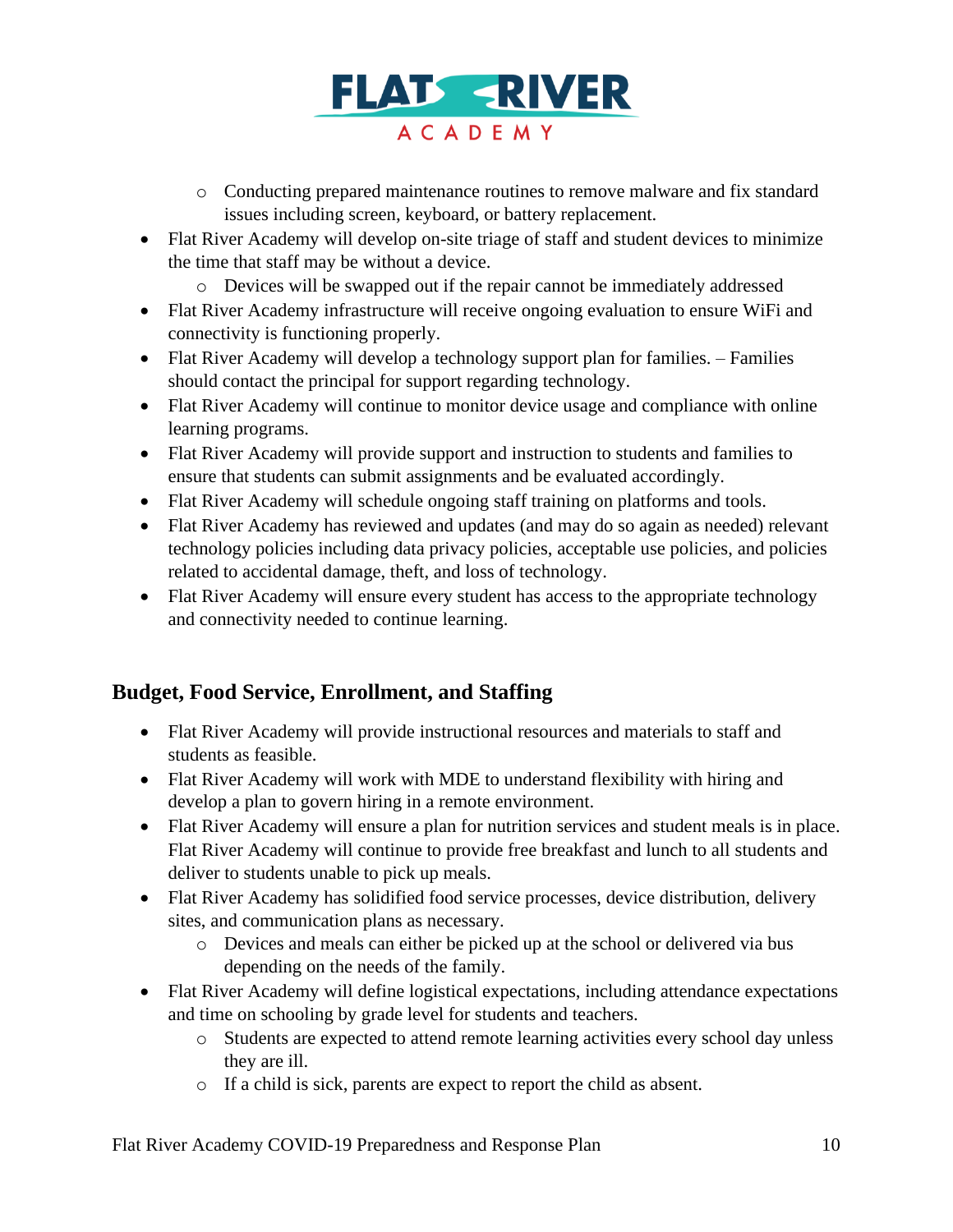- Conducting prepared maintenance routines to remove malware and fix standard issues including screen, keyboard, or battery replacement.
- Flat River Academy will develop on-site triage of staff and student devices to minimize the time that staff may be without a device.
    - Devices will be swapped out if the repair cannot be immediately addressed
- Flat River Academy infrastructure will receive ongoing evaluation to ensure WiFi and connectivity is functioning properly.
- Flat River Academy will develop a technology support plan for families. – Families should contact the principal for support regarding technology.
- Flat River Academy will continue to monitor device usage and compliance with online learning programs.
- Flat River Academy will provide support and instruction to students and families to ensure that students can submit assignments and be evaluated accordingly.
- Flat River Academy will schedule ongoing staff training on platforms and tools.
- Flat River Academy has reviewed and updates (and may do so again as needed) relevant technology policies including data privacy policies, acceptable use policies, and policies related to accidental damage, theft, and loss of technology.
- Flat River Academy will ensure every student has access to the appropriate technology and connectivity needed to continue learning.

## Budget, Food Service, Enrollment, and Staffing

- Flat River Academy will provide instructional resources and materials to staff and students as feasible.
- Flat River Academy will work with MDE to understand flexibility with hiring and develop a plan to govern hiring in a remote environment.
- Flat River Academy will ensure a plan for nutrition services and student meals is in place. Flat River Academy will continue to provide free breakfast and lunch to all students and deliver to students unable to pick up meals.
- Flat River Academy has solidified food service processes, device distribution, delivery sites, and communication plans as necessary.
    - Devices and meals can either be picked up at the school or delivered via bus depending on the needs of the family.
- Flat River Academy will define logistical expectations, including attendance expectations and time on schooling by grade level for students and teachers.
    - Students are expected to attend remote learning activities every school day unless they are ill.
    - If a child is sick, parents are expect to report the child as absent.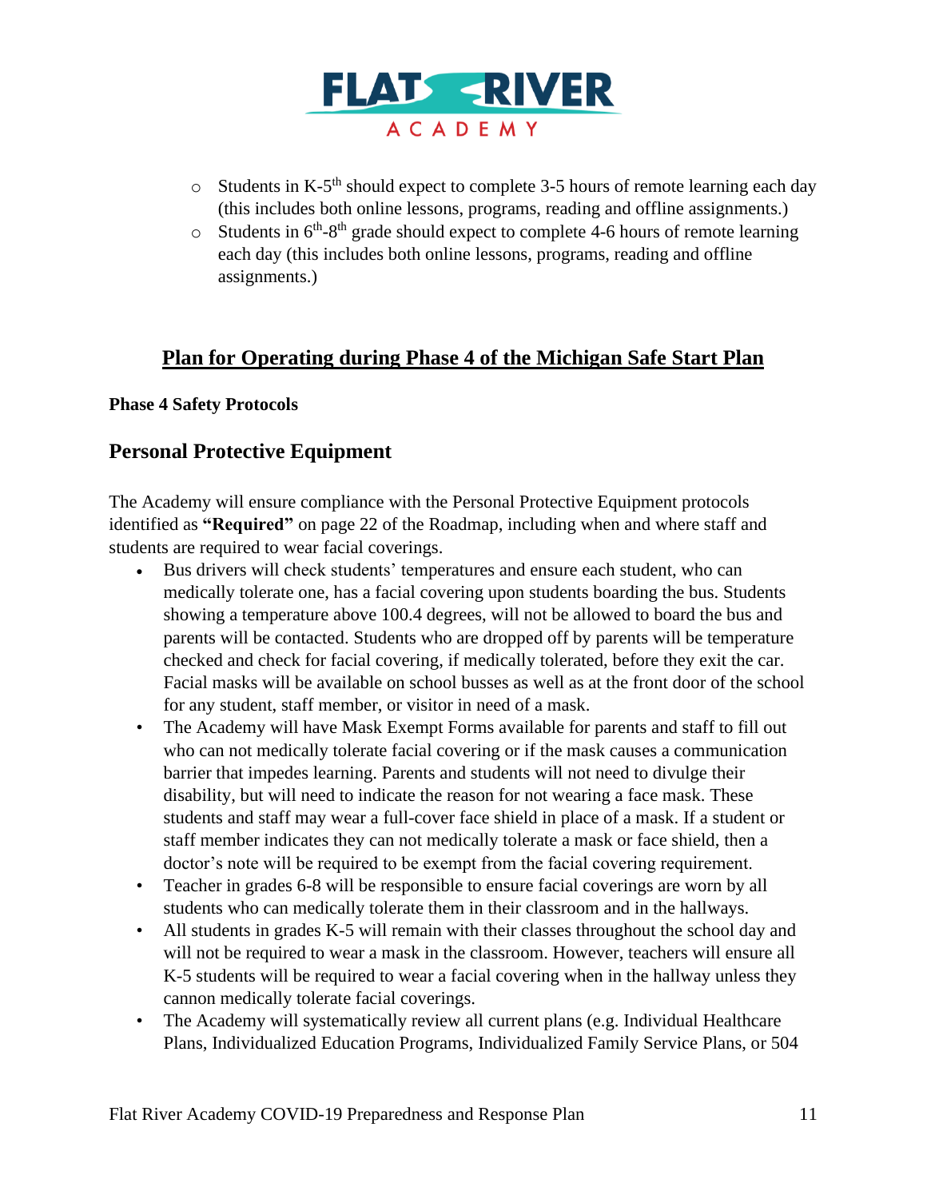- Students in K-5th should expect to complete 3-5 hours of remote learning each day (this includes both online lessons, programs, reading and offline assignments.)
- Students in 6th-8th grade should expect to complete 4-6 hours of remote learning each day (this includes both online lessons, programs, reading and offline assignments.)

## Plan for Operating during Phase 4 of the Michigan Safe Start Plan

**Phase 4 Safety Protocols**

### Personal Protective Equipment

The Academy will ensure compliance with the Personal Protective Equipment protocols identified as **"Required"** on page 22 of the Roadmap, including when and where staff and students are required to wear facial coverings.

- Bus drivers will check students' temperatures and ensure each student, who can medically tolerate one, has a facial covering upon students boarding the bus. Students showing a temperature above 100.4 degrees, will not be allowed to board the bus and parents will be contacted. Students who are dropped off by parents will be temperature checked and check for facial covering, if medically tolerated, before they exit the car. Facial masks will be available on school busses as well as at the front door of the school for any student, staff member, or visitor in need of a mask.
- The Academy will have Mask Exempt Forms available for parents and staff to fill out who can not medically tolerate facial covering or if the mask causes a communication barrier that impedes learning. Parents and students will not need to divulge their disability, but will need to indicate the reason for not wearing a face mask. These students and staff may wear a full-cover face shield in place of a mask. If a student or staff member indicates they can not medically tolerate a mask or face shield, then a doctor's note will be required to be exempt from the facial covering requirement.
- Teacher in grades 6-8 will be responsible to ensure facial coverings are worn by all students who can medically tolerate them in their classroom and in the hallways.
- All students in grades K-5 will remain with their classes throughout the school day and will not be required to wear a mask in the classroom. However, teachers will ensure all K-5 students will be required to wear a facial covering when in the hallway unless they cannon medically tolerate facial coverings.
- The Academy will systematically review all current plans (e.g. Individual Healthcare Plans, Individualized Education Programs, Individualized Family Service Plans, or 504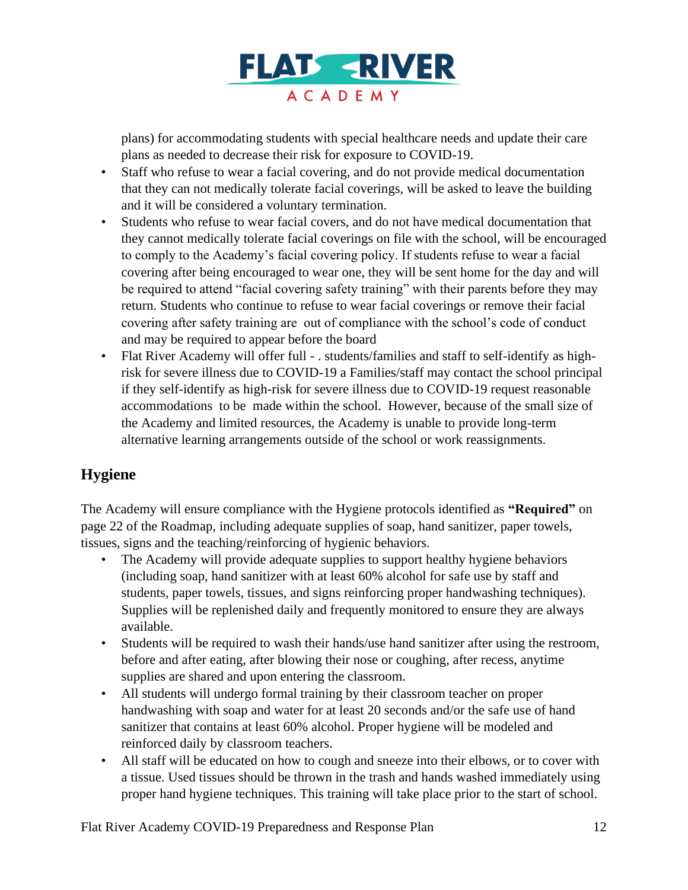plans) for accommodating students with special healthcare needs and update their care plans as needed to decrease their risk for exposure to COVID-19.

- Staff who refuse to wear a facial covering, and do not provide medical documentation that they can not medically tolerate facial coverings, will be asked to leave the building and it will be considered a voluntary termination.
- Students who refuse to wear facial covers, and do not have medical documentation that they cannot medically tolerate facial coverings on file with the school, will be encouraged to comply to the Academy's facial covering policy. If students refuse to wear a facial covering after being encouraged to wear one, they will be sent home for the day and will be required to attend "facial covering safety training" with their parents before they may return. Students who continue to refuse to wear facial coverings or remove their facial covering after safety training are out of compliance with the school's code of conduct and may be required to appear before the board
- Flat River Academy will offer full - . students/families and staff to self-identify as high-risk for severe illness due to COVID-19 a Families/staff may contact the school principal if they self-identify as high-risk for severe illness due to COVID-19 request reasonable accommodations to be made within the school. However, because of the small size of the Academy and limited resources, the Academy is unable to provide long-term alternative learning arrangements outside of the school or work reassignments.

## Hygiene

The Academy will ensure compliance with the Hygiene protocols identified as **"Required"** on page 22 of the Roadmap, including adequate supplies of soap, hand sanitizer, paper towels, tissues, signs and the teaching/reinforcing of hygienic behaviors.

- The Academy will provide adequate supplies to support healthy hygiene behaviors (including soap, hand sanitizer with at least 60% alcohol for safe use by staff and students, paper towels, tissues, and signs reinforcing proper handwashing techniques). Supplies will be replenished daily and frequently monitored to ensure they are always available.
- Students will be required to wash their hands/use hand sanitizer after using the restroom, before and after eating, after blowing their nose or coughing, after recess, anytime supplies are shared and upon entering the classroom.
- All students will undergo formal training by their classroom teacher on proper handwashing with soap and water for at least 20 seconds and/or the safe use of hand sanitizer that contains at least 60% alcohol. Proper hygiene will be modeled and reinforced daily by classroom teachers.
- All staff will be educated on how to cough and sneeze into their elbows, or to cover with a tissue. Used tissues should be thrown in the trash and hands washed immediately using proper hand hygiene techniques. This training will take place prior to the start of school.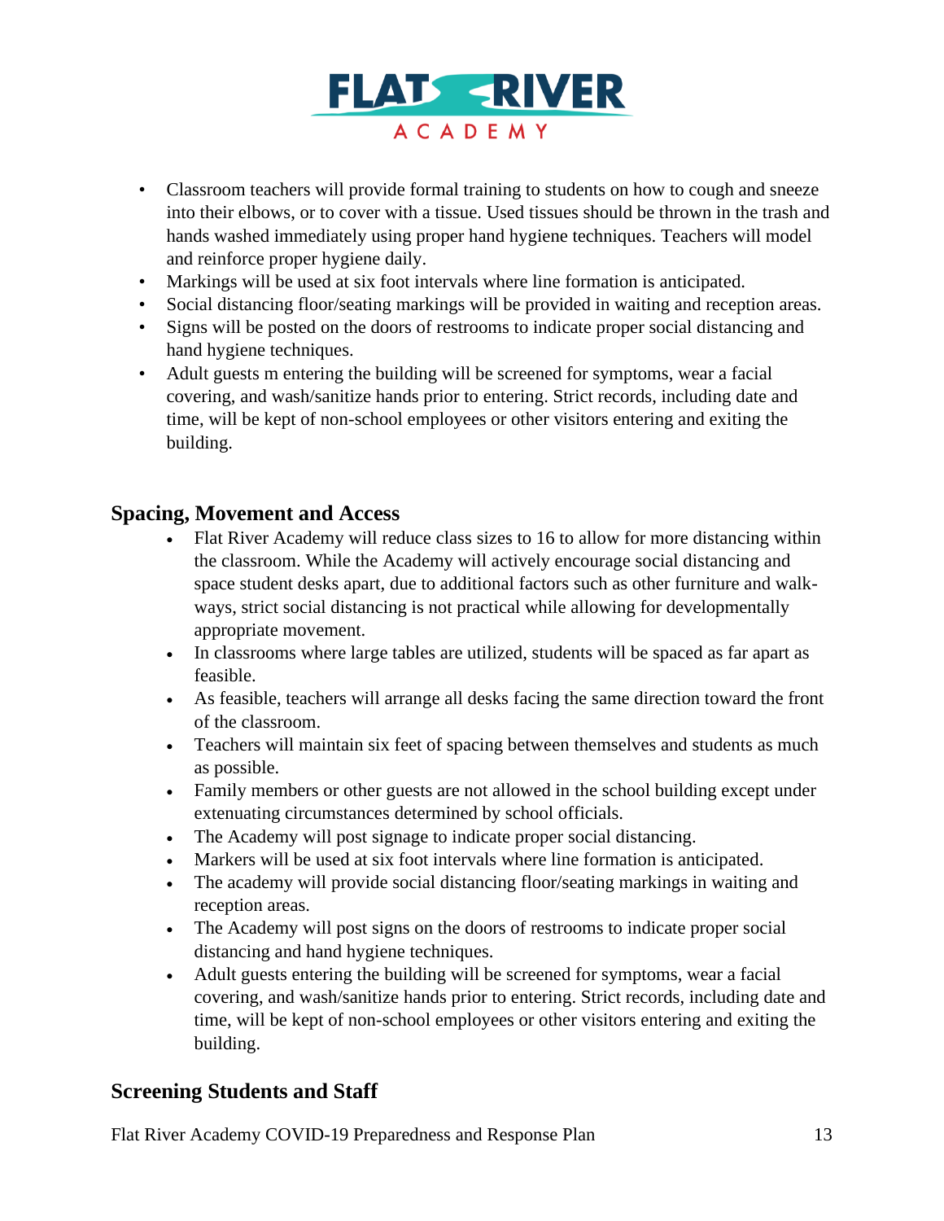- Classroom teachers will provide formal training to students on how to cough and sneeze into their elbows, or to cover with a tissue. Used tissues should be thrown in the trash and hands washed immediately using proper hand hygiene techniques. Teachers will model and reinforce proper hygiene daily.
- Markings will be used at six foot intervals where line formation is anticipated.
- Social distancing floor/seating markings will be provided in waiting and reception areas.
- Signs will be posted on the doors of restrooms to indicate proper social distancing and hand hygiene techniques.
- Adult guests m entering the building will be screened for symptoms, wear a facial covering, and wash/sanitize hands prior to entering. Strict records, including date and time, will be kept of non-school employees or other visitors entering and exiting the building.

## Spacing, Movement and Access

- Flat River Academy will reduce class sizes to 16 to allow for more distancing within the classroom. While the Academy will actively encourage social distancing and space student desks apart, due to additional factors such as other furniture and walk-ways, strict social distancing is not practical while allowing for developmentally appropriate movement.
- In classrooms where large tables are utilized, students will be spaced as far apart as feasible.
- As feasible, teachers will arrange all desks facing the same direction toward the front of the classroom.
- Teachers will maintain six feet of spacing between themselves and students as much as possible.
- Family members or other guests are not allowed in the school building except under extenuating circumstances determined by school officials.
- The Academy will post signage to indicate proper social distancing.
- Markers will be used at six foot intervals where line formation is anticipated.
- The academy will provide social distancing floor/seating markings in waiting and reception areas.
- The Academy will post signs on the doors of restrooms to indicate proper social distancing and hand hygiene techniques.
- Adult guests entering the building will be screened for symptoms, wear a facial covering, and wash/sanitize hands prior to entering. Strict records, including date and time, will be kept of non-school employees or other visitors entering and exiting the building.

## Screening Students and Staff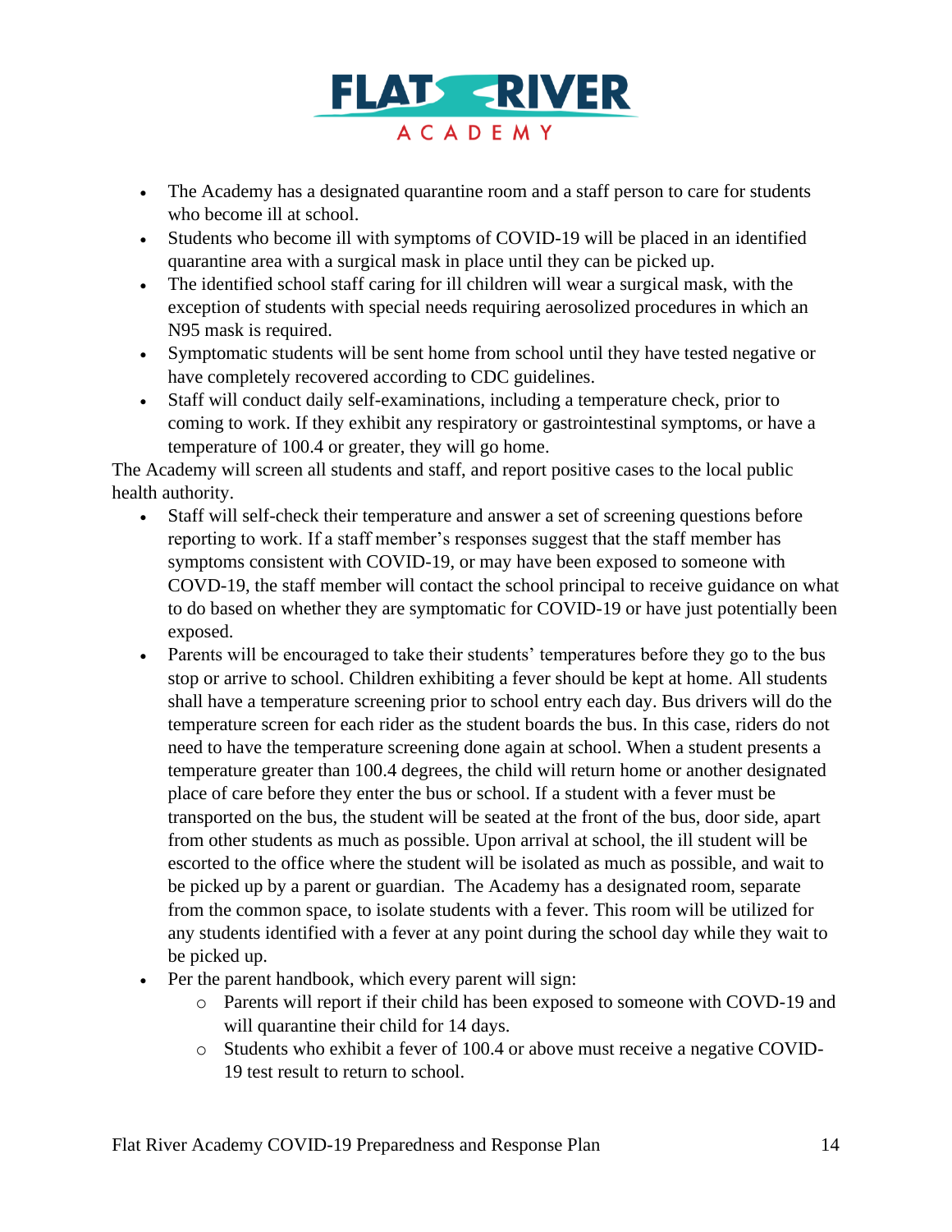- The Academy has a designated quarantine room and a staff person to care for students who become ill at school.
- Students who become ill with symptoms of COVID-19 will be placed in an identified quarantine area with a surgical mask in place until they can be picked up.
- The identified school staff caring for ill children will wear a surgical mask, with the exception of students with special needs requiring aerosolized procedures in which an N95 mask is required.
- Symptomatic students will be sent home from school until they have tested negative or have completely recovered according to CDC guidelines.
- Staff will conduct daily self-examinations, including a temperature check, prior to coming to work. If they exhibit any respiratory or gastrointestinal symptoms, or have a temperature of 100.4 or greater, they will go home.

The Academy will screen all students and staff, and report positive cases to the local public health authority.

- Staff will self-check their temperature and answer a set of screening questions before reporting to work. If a staff member's responses suggest that the staff member has symptoms consistent with COVID-19, or may have been exposed to someone with COVD-19, the staff member will contact the school principal to receive guidance on what to do based on whether they are symptomatic for COVID-19 or have just potentially been exposed.
- Parents will be encouraged to take their students' temperatures before they go to the bus stop or arrive to school. Children exhibiting a fever should be kept at home. All students shall have a temperature screening prior to school entry each day. Bus drivers will do the temperature screen for each rider as the student boards the bus. In this case, riders do not need to have the temperature screening done again at school. When a student presents a temperature greater than 100.4 degrees, the child will return home or another designated place of care before they enter the bus or school. If a student with a fever must be transported on the bus, the student will be seated at the front of the bus, door side, apart from other students as much as possible. Upon arrival at school, the ill student will be escorted to the office where the student will be isolated as much as possible, and wait to be picked up by a parent or guardian. The Academy has a designated room, separate from the common space, to isolate students with a fever. This room will be utilized for any students identified with a fever at any point during the school day while they wait to be picked up.
- Per the parent handbook, which every parent will sign:
    - Parents will report if their child has been exposed to someone with COVD-19 and will quarantine their child for 14 days.
    - Students who exhibit a fever of 100.4 or above must receive a negative COVID-19 test result to return to school.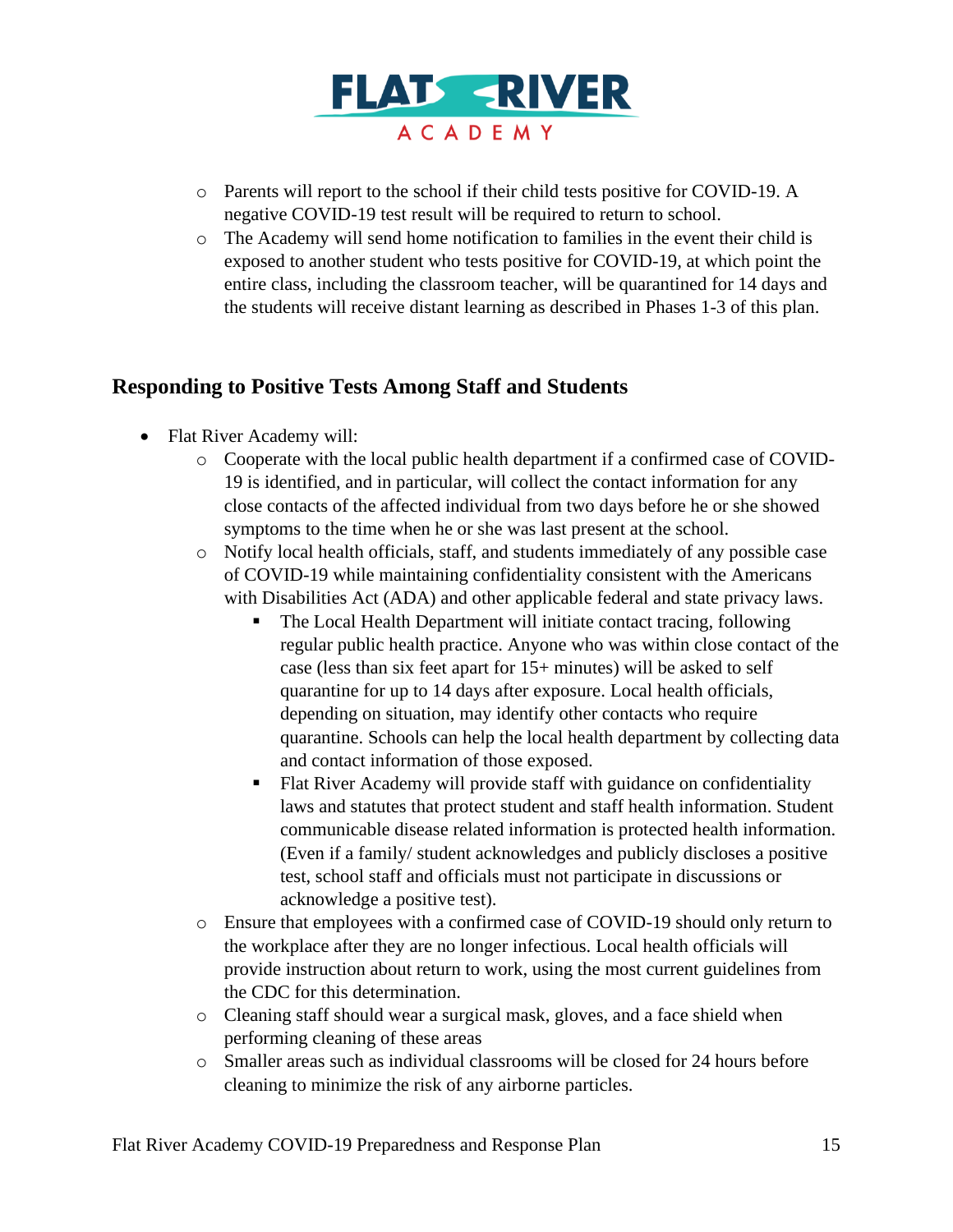- Parents will report to the school if their child tests positive for COVID-19. A negative COVID-19 test result will be required to return to school.
- The Academy will send home notification to families in the event their child is exposed to another student who tests positive for COVID-19, at which point the entire class, including the classroom teacher, will be quarantined for 14 days and the students will receive distant learning as described in Phases 1-3 of this plan.

## Responding to Positive Tests Among Staff and Students

- Flat River Academy will:
  - Cooperate with the local public health department if a confirmed case of COVID-19 is identified, and in particular, will collect the contact information for any close contacts of the affected individual from two days before he or she showed symptoms to the time when he or she was last present at the school.
  - Notify local health officials, staff, and students immediately of any possible case of COVID-19 while maintaining confidentiality consistent with the Americans with Disabilities Act (ADA) and other applicable federal and state privacy laws.
    - The Local Health Department will initiate contact tracing, following regular public health practice. Anyone who was within close contact of the case (less than six feet apart for 15+ minutes) will be asked to self quarantine for up to 14 days after exposure. Local health officials, depending on situation, may identify other contacts who require quarantine. Schools can help the local health department by collecting data and contact information of those exposed.
    - Flat River Academy will provide staff with guidance on confidentiality laws and statutes that protect student and staff health information. Student communicable disease related information is protected health information. (Even if a family/ student acknowledges and publicly discloses a positive test, school staff and officials must not participate in discussions or acknowledge a positive test).
  - Ensure that employees with a confirmed case of COVID-19 should only return to the workplace after they are no longer infectious. Local health officials will provide instruction about return to work, using the most current guidelines from the CDC for this determination.
  - Cleaning staff should wear a surgical mask, gloves, and a face shield when performing cleaning of these areas
  - Smaller areas such as individual classrooms will be closed for 24 hours before cleaning to minimize the risk of any airborne particles.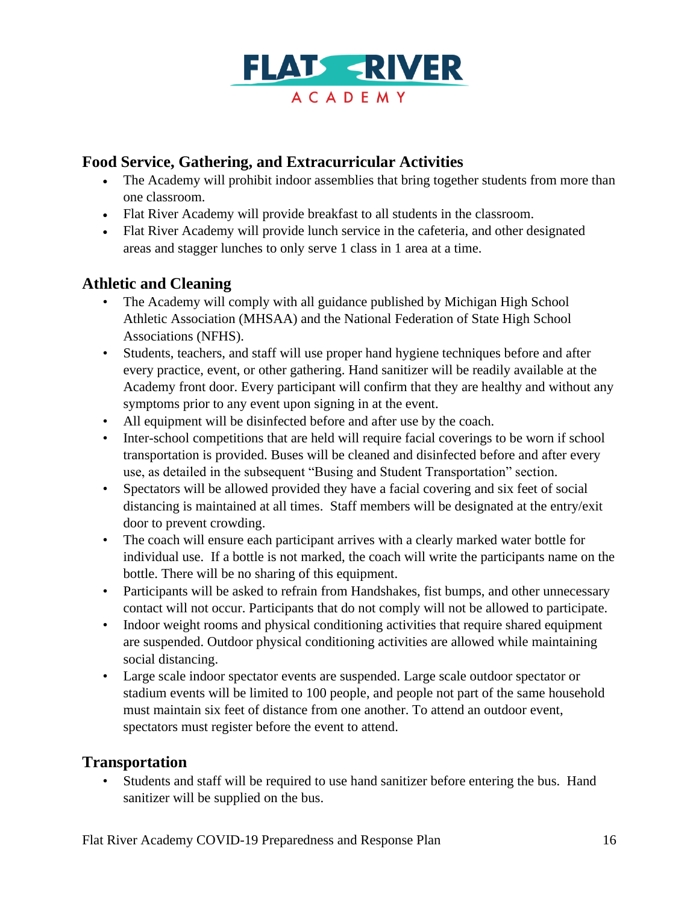## Food Service, Gathering, and Extracurricular Activities

- The Academy will prohibit indoor assemblies that bring together students from more than one classroom.
- Flat River Academy will provide breakfast to all students in the classroom.
- Flat River Academy will provide lunch service in the cafeteria, and other designated areas and stagger lunches to only serve 1 class in 1 area at a time.

## Athletic and Cleaning

- The Academy will comply with all guidance published by Michigan High School Athletic Association (MHSAA) and the National Federation of State High School Associations (NFHS).
- Students, teachers, and staff will use proper hand hygiene techniques before and after every practice, event, or other gathering. Hand sanitizer will be readily available at the Academy front door. Every participant will confirm that they are healthy and without any symptoms prior to any event upon signing in at the event.
- All equipment will be disinfected before and after use by the coach.
- Inter-school competitions that are held will require facial coverings to be worn if school transportation is provided. Buses will be cleaned and disinfected before and after every use, as detailed in the subsequent "Busing and Student Transportation" section.
- Spectators will be allowed provided they have a facial covering and six feet of social distancing is maintained at all times. Staff members will be designated at the entry/exit door to prevent crowding.
- The coach will ensure each participant arrives with a clearly marked water bottle for individual use. If a bottle is not marked, the coach will write the participants name on the bottle. There will be no sharing of this equipment.
- Participants will be asked to refrain from Handshakes, fist bumps, and other unnecessary contact will not occur. Participants that do not comply will not be allowed to participate.
- Indoor weight rooms and physical conditioning activities that require shared equipment are suspended. Outdoor physical conditioning activities are allowed while maintaining social distancing.
- Large scale indoor spectator events are suspended. Large scale outdoor spectator or stadium events will be limited to 100 people, and people not part of the same household must maintain six feet of distance from one another. To attend an outdoor event, spectators must register before the event to attend.

## Transportation

- Students and staff will be required to use hand sanitizer before entering the bus. Hand sanitizer will be supplied on the bus.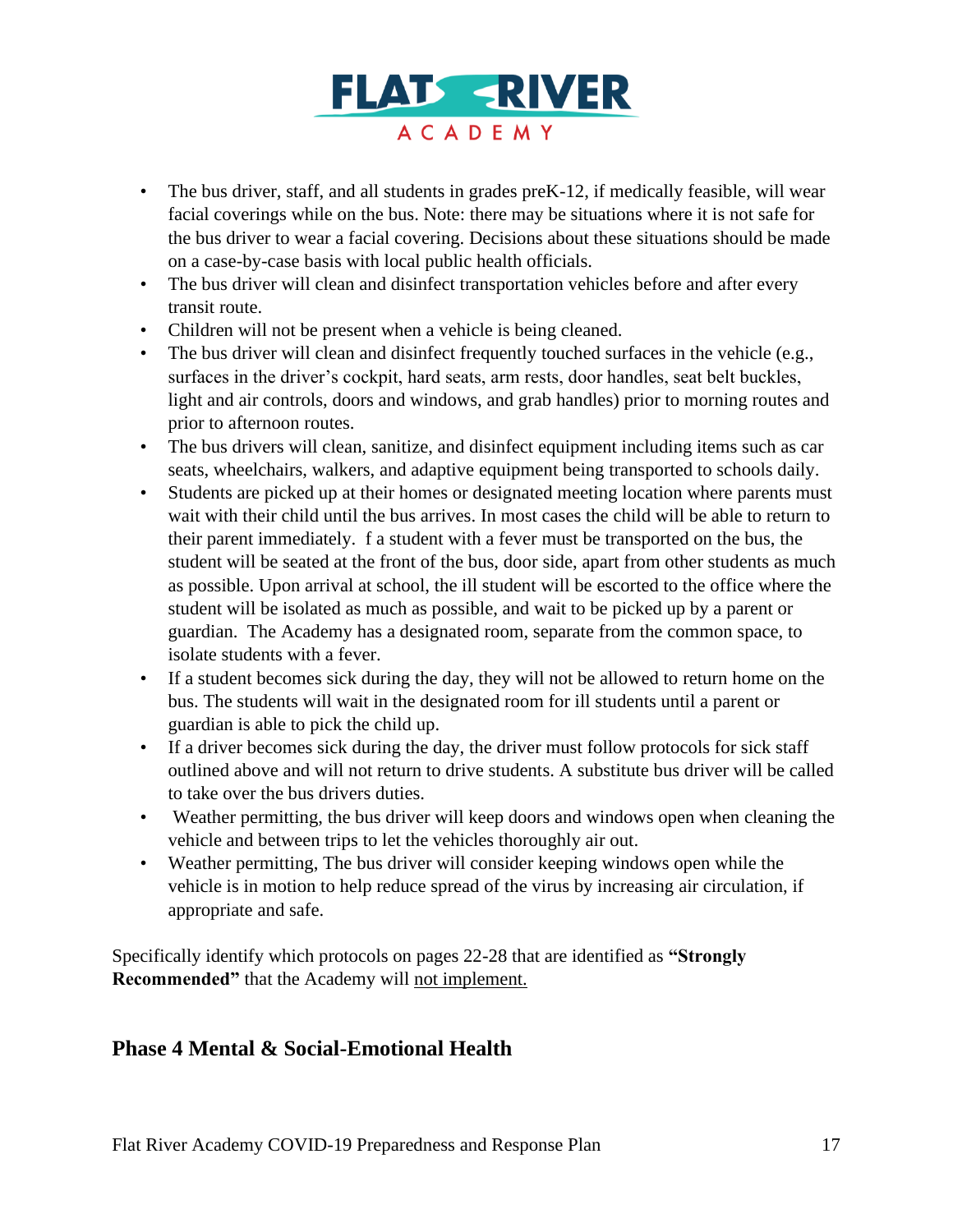- The bus driver, staff, and all students in grades preK-12, if medically feasible, will wear facial coverings while on the bus. Note: there may be situations where it is not safe for the bus driver to wear a facial covering. Decisions about these situations should be made on a case-by-case basis with local public health officials.
- The bus driver will clean and disinfect transportation vehicles before and after every transit route.
- Children will not be present when a vehicle is being cleaned.
- The bus driver will clean and disinfect frequently touched surfaces in the vehicle (e.g., surfaces in the driver's cockpit, hard seats, arm rests, door handles, seat belt buckles, light and air controls, doors and windows, and grab handles) prior to morning routes and prior to afternoon routes.
- The bus drivers will clean, sanitize, and disinfect equipment including items such as car seats, wheelchairs, walkers, and adaptive equipment being transported to schools daily.
- Students are picked up at their homes or designated meeting location where parents must wait with their child until the bus arrives. In most cases the child will be able to return to their parent immediately. f a student with a fever must be transported on the bus, the student will be seated at the front of the bus, door side, apart from other students as much as possible. Upon arrival at school, the ill student will be escorted to the office where the student will be isolated as much as possible, and wait to be picked up by a parent or guardian. The Academy has a designated room, separate from the common space, to isolate students with a fever.
- If a student becomes sick during the day, they will not be allowed to return home on the bus. The students will wait in the designated room for ill students until a parent or guardian is able to pick the child up.
- If a driver becomes sick during the day, the driver must follow protocols for sick staff outlined above and will not return to drive students. A substitute bus driver will be called to take over the bus drivers duties.
- Weather permitting, the bus driver will keep doors and windows open when cleaning the vehicle and between trips to let the vehicles thoroughly air out.
- Weather permitting, The bus driver will consider keeping windows open while the vehicle is in motion to help reduce spread of the virus by increasing air circulation, if appropriate and safe.

Specifically identify which protocols on pages 22-28 that are identified as **"Strongly Recommended"** that the Academy will <u>not implement.</u>

## Phase 4 Mental & Social-Emotional Health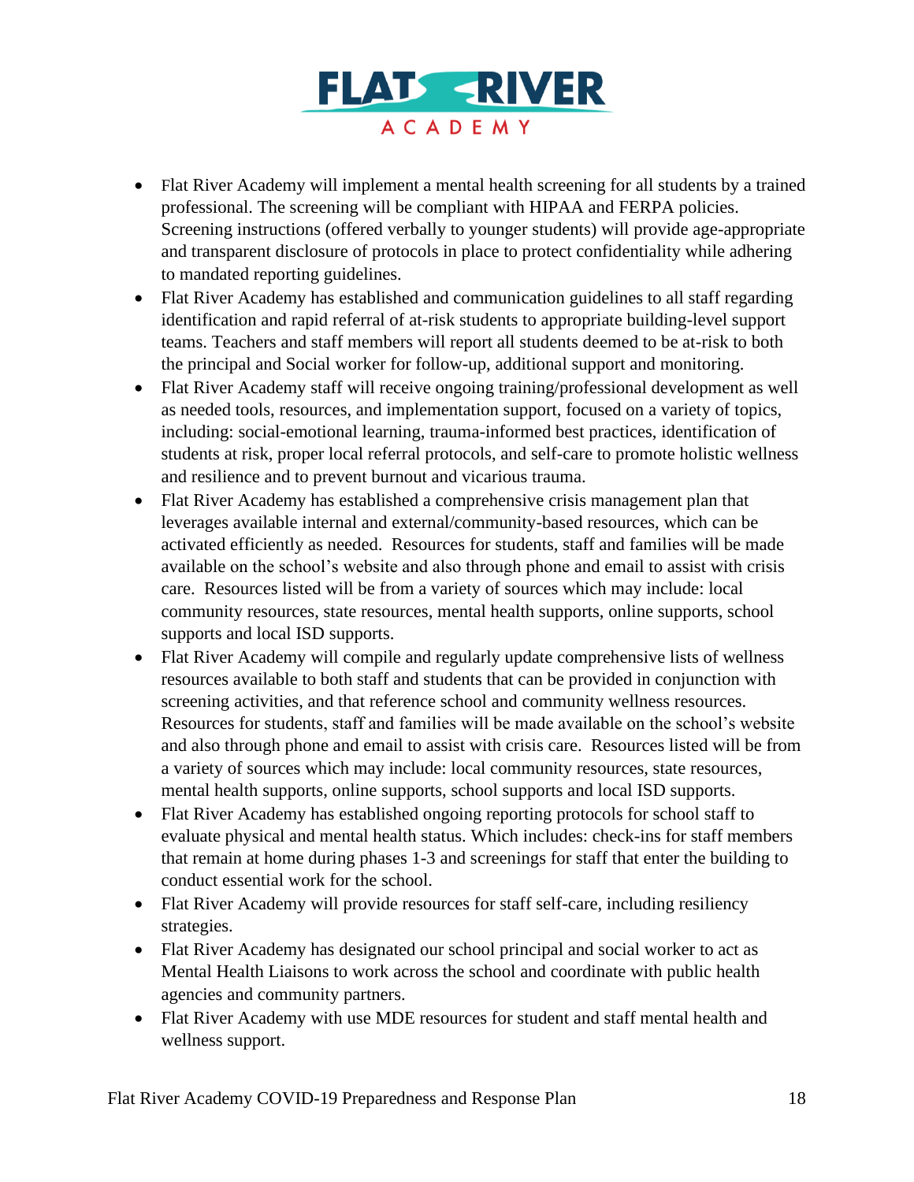- Flat River Academy will implement a mental health screening for all students by a trained professional. The screening will be compliant with HIPAA and FERPA policies. Screening instructions (offered verbally to younger students) will provide age-appropriate and transparent disclosure of protocols in place to protect confidentiality while adhering to mandated reporting guidelines.
- Flat River Academy has established and communication guidelines to all staff regarding identification and rapid referral of at-risk students to appropriate building-level support teams. Teachers and staff members will report all students deemed to be at-risk to both the principal and Social worker for follow-up, additional support and monitoring.
- Flat River Academy staff will receive ongoing training/professional development as well as needed tools, resources, and implementation support, focused on a variety of topics, including: social-emotional learning, trauma-informed best practices, identification of students at risk, proper local referral protocols, and self-care to promote holistic wellness and resilience and to prevent burnout and vicarious trauma.
- Flat River Academy has established a comprehensive crisis management plan that leverages available internal and external/community-based resources, which can be activated efficiently as needed. Resources for students, staff and families will be made available on the school's website and also through phone and email to assist with crisis care. Resources listed will be from a variety of sources which may include: local community resources, state resources, mental health supports, online supports, school supports and local ISD supports.
- Flat River Academy will compile and regularly update comprehensive lists of wellness resources available to both staff and students that can be provided in conjunction with screening activities, and that reference school and community wellness resources. Resources for students, staff and families will be made available on the school's website and also through phone and email to assist with crisis care. Resources listed will be from a variety of sources which may include: local community resources, state resources, mental health supports, online supports, school supports and local ISD supports.
- Flat River Academy has established ongoing reporting protocols for school staff to evaluate physical and mental health status. Which includes: check-ins for staff members that remain at home during phases 1-3 and screenings for staff that enter the building to conduct essential work for the school.
- Flat River Academy will provide resources for staff self-care, including resiliency strategies.
- Flat River Academy has designated our school principal and social worker to act as Mental Health Liaisons to work across the school and coordinate with public health agencies and community partners.
- Flat River Academy with use MDE resources for student and staff mental health and wellness support.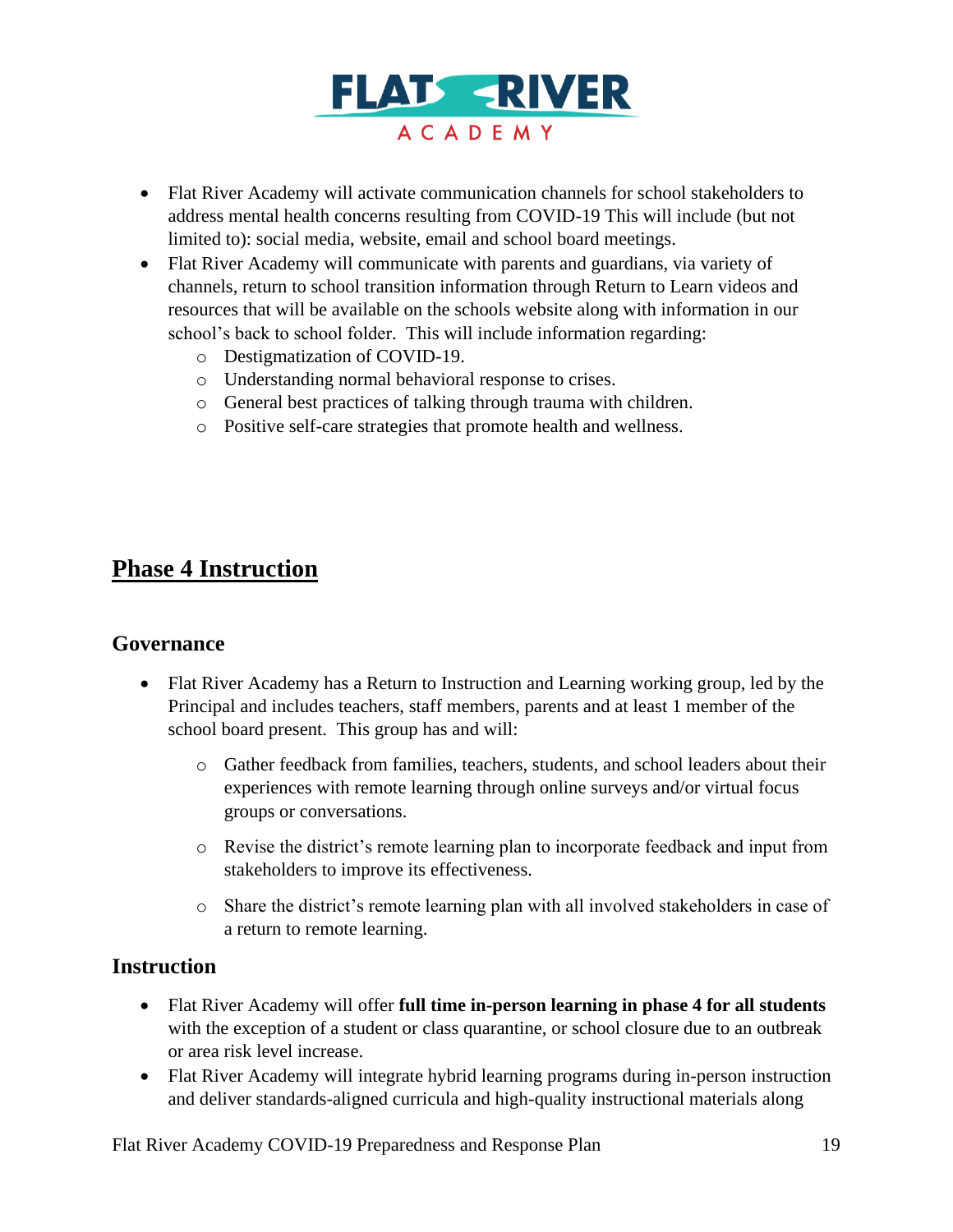- Flat River Academy will activate communication channels for school stakeholders to address mental health concerns resulting from COVID-19 This will include (but not limited to): social media, website, email and school board meetings.
- Flat River Academy will communicate with parents and guardians, via variety of channels, return to school transition information through Return to Learn videos and resources that will be available on the schools website along with information in our school's back to school folder. This will include information regarding:
  - Destigmatization of COVID-19.
  - Understanding normal behavioral response to crises.
  - General best practices of talking through trauma with children.
  - Positive self-care strategies that promote health and wellness.

## Phase 4 Instruction

### Governance

- Flat River Academy has a Return to Instruction and Learning working group, led by the Principal and includes teachers, staff members, parents and at least 1 member of the school board present. This group has and will:
  - Gather feedback from families, teachers, students, and school leaders about their experiences with remote learning through online surveys and/or virtual focus groups or conversations.
  - Revise the district's remote learning plan to incorporate feedback and input from stakeholders to improve its effectiveness.
  - Share the district's remote learning plan with all involved stakeholders in case of a return to remote learning.

### Instruction

- Flat River Academy will offer **full time in-person learning in phase 4 for all students** with the exception of a student or class quarantine, or school closure due to an outbreak or area risk level increase.
- Flat River Academy will integrate hybrid learning programs during in-person instruction and deliver standards-aligned curricula and high-quality instructional materials along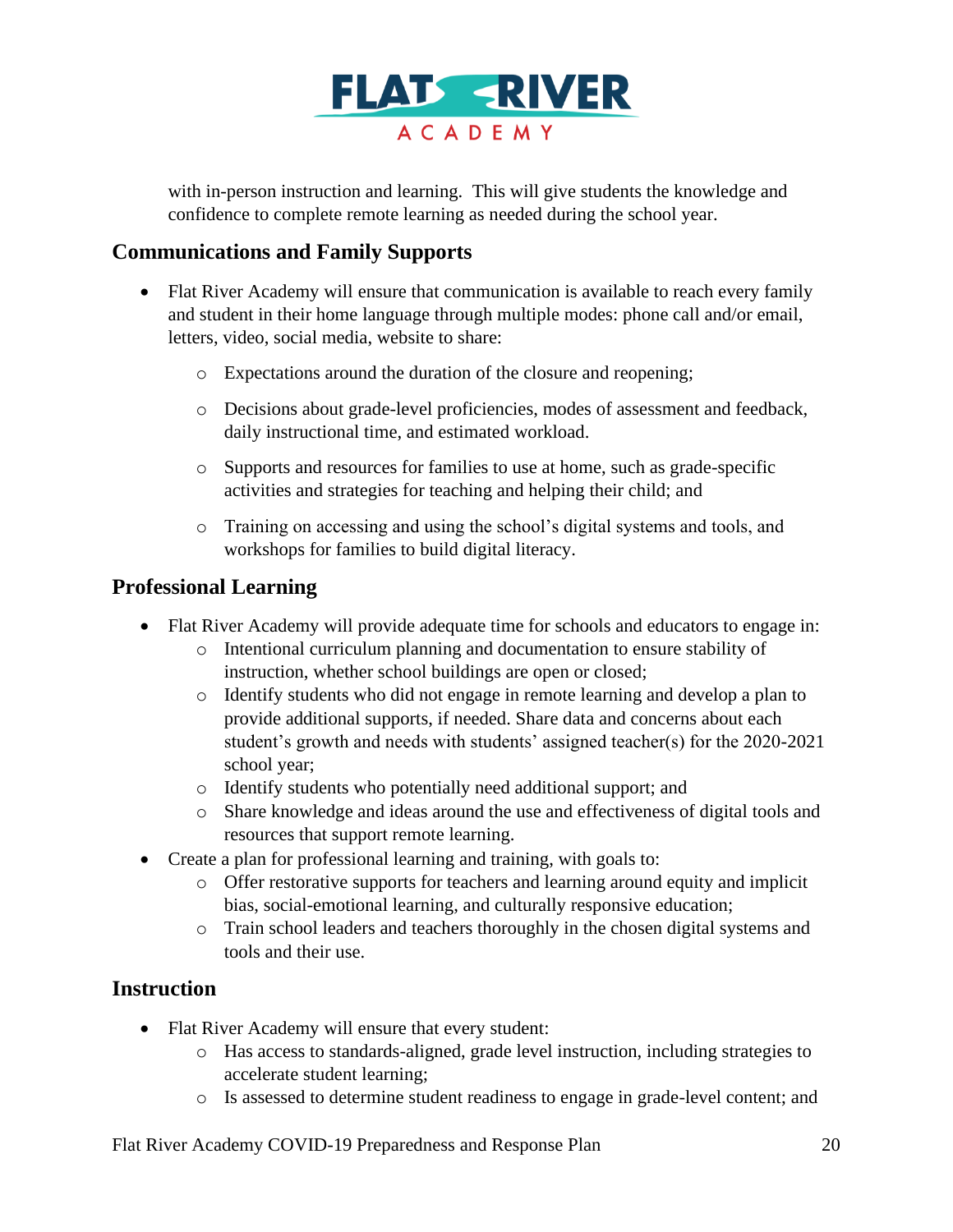with in-person instruction and learning. This will give students the knowledge and confidence to complete remote learning as needed during the school year.

## Communications and Family Supports

- Flat River Academy will ensure that communication is available to reach every family and student in their home language through multiple modes: phone call and/or email, letters, video, social media, website to share:
  - Expectations around the duration of the closure and reopening;
  - Decisions about grade-level proficiencies, modes of assessment and feedback, daily instructional time, and estimated workload.
  - Supports and resources for families to use at home, such as grade-specific activities and strategies for teaching and helping their child; and
  - Training on accessing and using the school's digital systems and tools, and workshops for families to build digital literacy.

## Professional Learning

- Flat River Academy will provide adequate time for schools and educators to engage in:
  - Intentional curriculum planning and documentation to ensure stability of instruction, whether school buildings are open or closed;
  - Identify students who did not engage in remote learning and develop a plan to provide additional supports, if needed. Share data and concerns about each student's growth and needs with students' assigned teacher(s) for the 2020-2021 school year;
  - Identify students who potentially need additional support; and
  - Share knowledge and ideas around the use and effectiveness of digital tools and resources that support remote learning.
- Create a plan for professional learning and training, with goals to:
  - Offer restorative supports for teachers and learning around equity and implicit bias, social-emotional learning, and culturally responsive education;
  - Train school leaders and teachers thoroughly in the chosen digital systems and tools and their use.

## Instruction

- Flat River Academy will ensure that every student:
  - Has access to standards-aligned, grade level instruction, including strategies to accelerate student learning;
  - Is assessed to determine student readiness to engage in grade-level content; and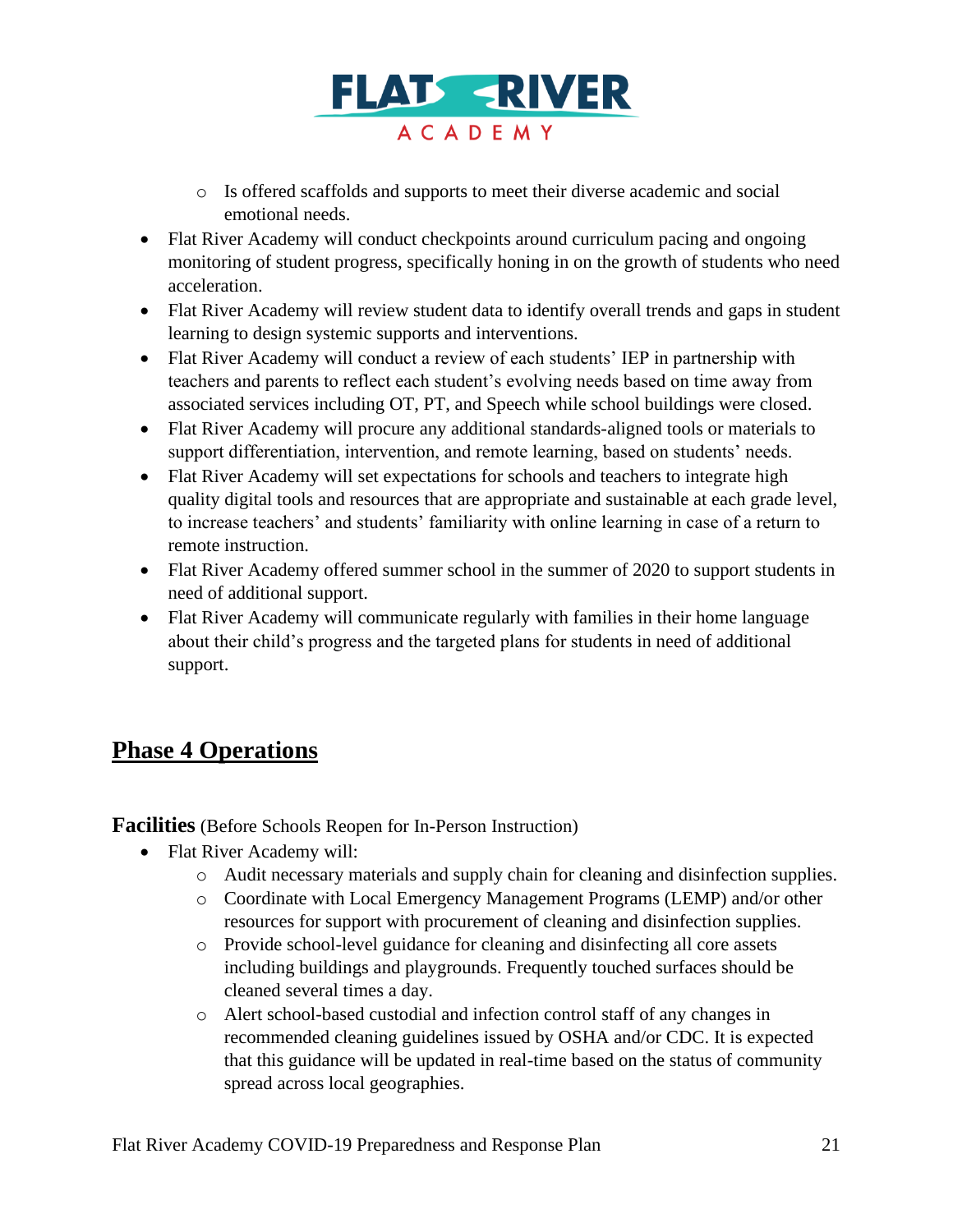- Is offered scaffolds and supports to meet their diverse academic and social emotional needs.
- Flat River Academy will conduct checkpoints around curriculum pacing and ongoing monitoring of student progress, specifically honing in on the growth of students who need acceleration.
- Flat River Academy will review student data to identify overall trends and gaps in student learning to design systemic supports and interventions.
- Flat River Academy will conduct a review of each students' IEP in partnership with teachers and parents to reflect each student's evolving needs based on time away from associated services including OT, PT, and Speech while school buildings were closed.
- Flat River Academy will procure any additional standards-aligned tools or materials to support differentiation, intervention, and remote learning, based on students' needs.
- Flat River Academy will set expectations for schools and teachers to integrate high quality digital tools and resources that are appropriate and sustainable at each grade level, to increase teachers' and students' familiarity with online learning in case of a return to remote instruction.
- Flat River Academy offered summer school in the summer of 2020 to support students in need of additional support.
- Flat River Academy will communicate regularly with families in their home language about their child's progress and the targeted plans for students in need of additional support.

## Phase 4 Operations

**Facilities** (Before Schools Reopen for In-Person Instruction)

- Flat River Academy will:
  - Audit necessary materials and supply chain for cleaning and disinfection supplies.
  - Coordinate with Local Emergency Management Programs (LEMP) and/or other resources for support with procurement of cleaning and disinfection supplies.
  - Provide school-level guidance for cleaning and disinfecting all core assets including buildings and playgrounds. Frequently touched surfaces should be cleaned several times a day.
  - Alert school-based custodial and infection control staff of any changes in recommended cleaning guidelines issued by OSHA and/or CDC. It is expected that this guidance will be updated in real-time based on the status of community spread across local geographies.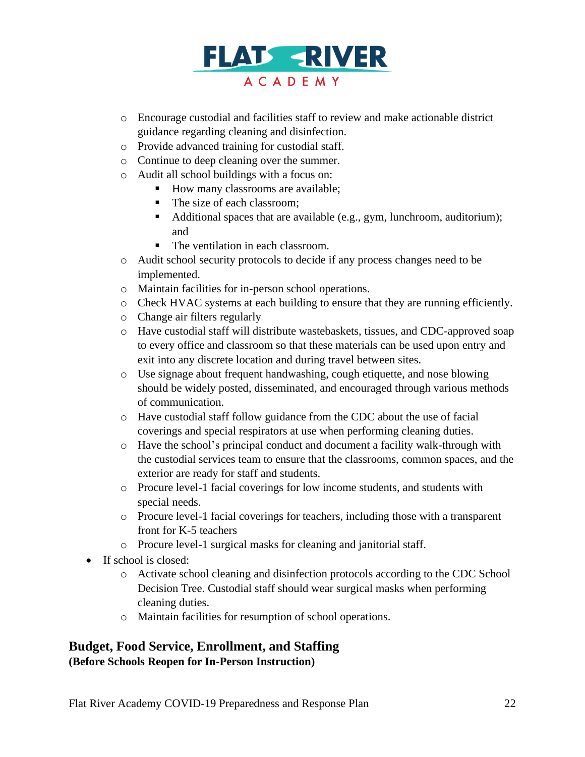- Encourage custodial and facilities staff to review and make actionable district guidance regarding cleaning and disinfection.
  - Provide advanced training for custodial staff.
  - Continue to deep cleaning over the summer.
  - Audit all school buildings with a focus on:
    - How many classrooms are available;
    - The size of each classroom;
    - Additional spaces that are available (e.g., gym, lunchroom, auditorium); and
    - The ventilation in each classroom.
  - Audit school security protocols to decide if any process changes need to be implemented.
  - Maintain facilities for in-person school operations.
  - Check HVAC systems at each building to ensure that they are running efficiently.
  - Change air filters regularly
  - Have custodial staff will distribute wastebaskets, tissues, and CDC-approved soap to every office and classroom so that these materials can be used upon entry and exit into any discrete location and during travel between sites.
  - Use signage about frequent handwashing, cough etiquette, and nose blowing should be widely posted, disseminated, and encouraged through various methods of communication.
  - Have custodial staff follow guidance from the CDC about the use of facial coverings and special respirators at use when performing cleaning duties.
  - Have the school's principal conduct and document a facility walk-through with the custodial services team to ensure that the classrooms, common spaces, and the exterior are ready for staff and students.
  - Procure level-1 facial coverings for low income students, and students with special needs.
  - Procure level-1 facial coverings for teachers, including those with a transparent front for K-5 teachers
  - Procure level-1 surgical masks for cleaning and janitorial staff.
- If school is closed:
  - Activate school cleaning and disinfection protocols according to the CDC School Decision Tree. Custodial staff should wear surgical masks when performing cleaning duties.
  - Maintain facilities for resumption of school operations.

## Budget, Food Service, Enrollment, and Staffing

**(Before Schools Reopen for In-Person Instruction)**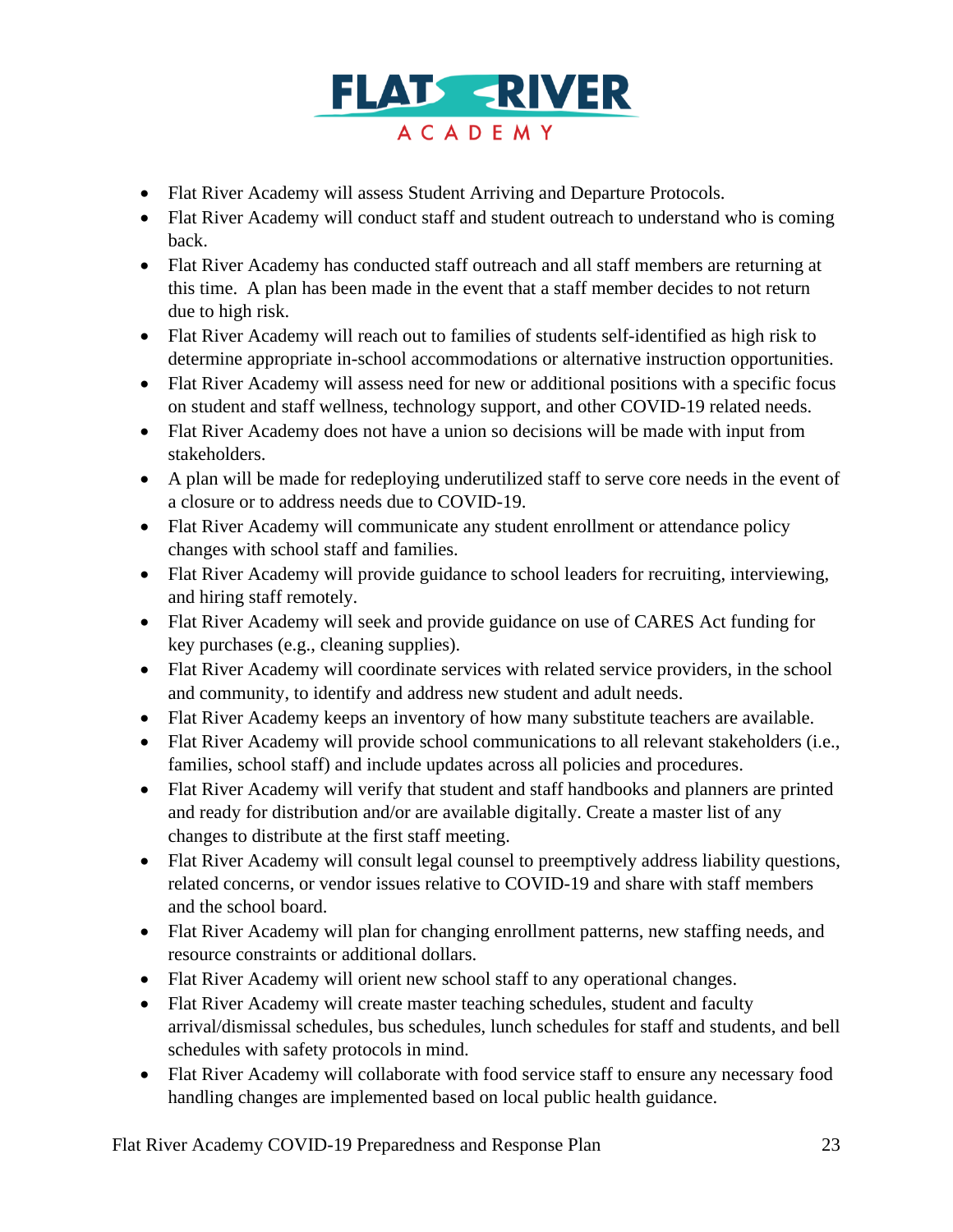- Flat River Academy will assess Student Arriving and Departure Protocols.
- Flat River Academy will conduct staff and student outreach to understand who is coming back.
- Flat River Academy has conducted staff outreach and all staff members are returning at this time. A plan has been made in the event that a staff member decides to not return due to high risk.
- Flat River Academy will reach out to families of students self-identified as high risk to determine appropriate in-school accommodations or alternative instruction opportunities.
- Flat River Academy will assess need for new or additional positions with a specific focus on student and staff wellness, technology support, and other COVID-19 related needs.
- Flat River Academy does not have a union so decisions will be made with input from stakeholders.
- A plan will be made for redeploying underutilized staff to serve core needs in the event of a closure or to address needs due to COVID-19.
- Flat River Academy will communicate any student enrollment or attendance policy changes with school staff and families.
- Flat River Academy will provide guidance to school leaders for recruiting, interviewing, and hiring staff remotely.
- Flat River Academy will seek and provide guidance on use of CARES Act funding for key purchases (e.g., cleaning supplies).
- Flat River Academy will coordinate services with related service providers, in the school and community, to identify and address new student and adult needs.
- Flat River Academy keeps an inventory of how many substitute teachers are available.
- Flat River Academy will provide school communications to all relevant stakeholders (i.e., families, school staff) and include updates across all policies and procedures.
- Flat River Academy will verify that student and staff handbooks and planners are printed and ready for distribution and/or are available digitally. Create a master list of any changes to distribute at the first staff meeting.
- Flat River Academy will consult legal counsel to preemptively address liability questions, related concerns, or vendor issues relative to COVID-19 and share with staff members and the school board.
- Flat River Academy will plan for changing enrollment patterns, new staffing needs, and resource constraints or additional dollars.
- Flat River Academy will orient new school staff to any operational changes.
- Flat River Academy will create master teaching schedules, student and faculty arrival/dismissal schedules, bus schedules, lunch schedules for staff and students, and bell schedules with safety protocols in mind.
- Flat River Academy will collaborate with food service staff to ensure any necessary food handling changes are implemented based on local public health guidance.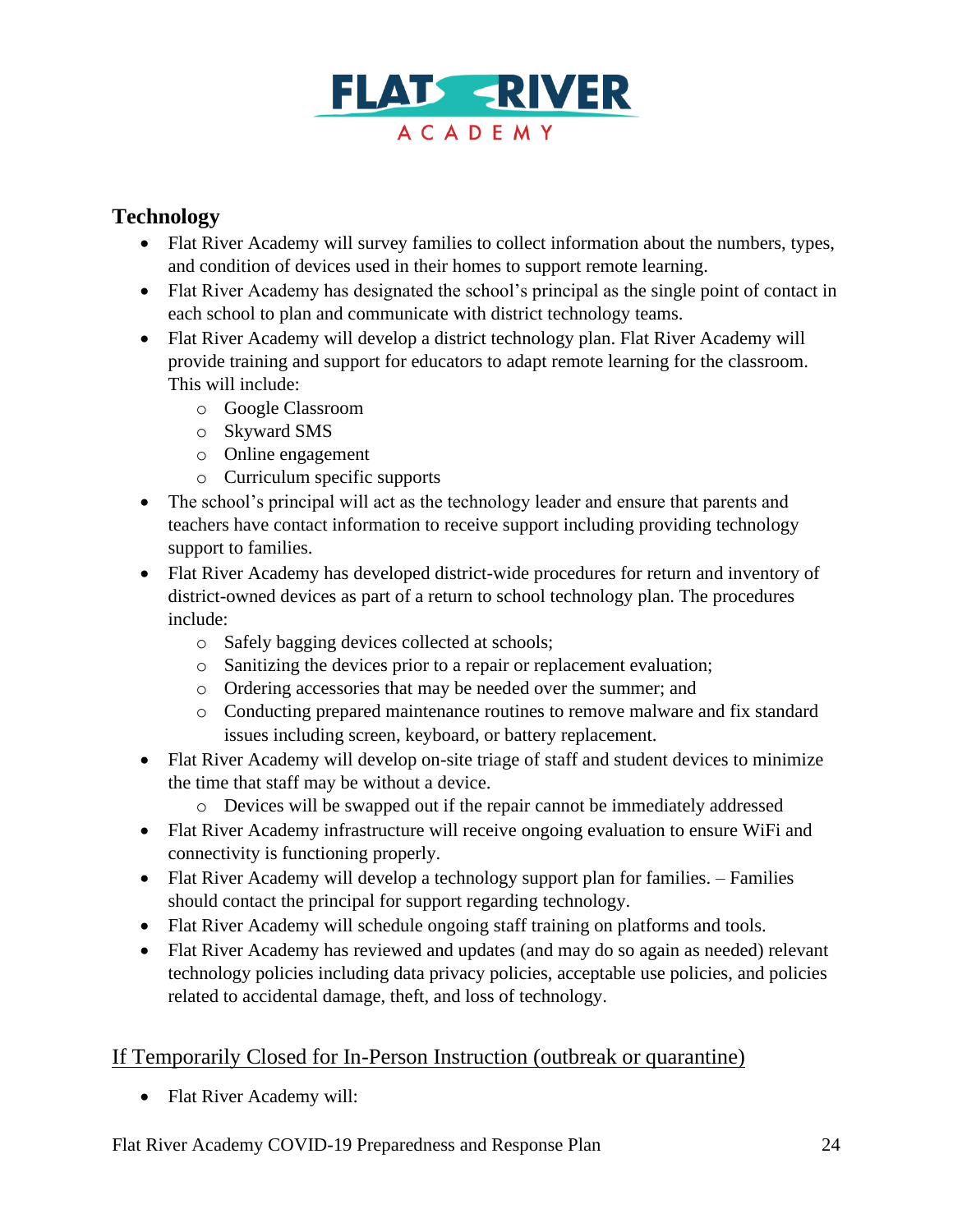## Technology

- Flat River Academy will survey families to collect information about the numbers, types, and condition of devices used in their homes to support remote learning.
- Flat River Academy has designated the school's principal as the single point of contact in each school to plan and communicate with district technology teams.
- Flat River Academy will develop a district technology plan. Flat River Academy will provide training and support for educators to adapt remote learning for the classroom. This will include:
  - Google Classroom
  - Skyward SMS
  - Online engagement
  - Curriculum specific supports
- The school's principal will act as the technology leader and ensure that parents and teachers have contact information to receive support including providing technology support to families.
- Flat River Academy has developed district-wide procedures for return and inventory of district-owned devices as part of a return to school technology plan. The procedures include:
  - Safely bagging devices collected at schools;
  - Sanitizing the devices prior to a repair or replacement evaluation;
  - Ordering accessories that may be needed over the summer; and
  - Conducting prepared maintenance routines to remove malware and fix standard issues including screen, keyboard, or battery replacement.
- Flat River Academy will develop on-site triage of staff and student devices to minimize the time that staff may be without a device.
  - Devices will be swapped out if the repair cannot be immediately addressed
- Flat River Academy infrastructure will receive ongoing evaluation to ensure WiFi and connectivity is functioning properly.
- Flat River Academy will develop a technology support plan for families. – Families should contact the principal for support regarding technology.
- Flat River Academy will schedule ongoing staff training on platforms and tools.
- Flat River Academy has reviewed and updates (and may do so again as needed) relevant technology policies including data privacy policies, acceptable use policies, and policies related to accidental damage, theft, and loss of technology.

### If Temporarily Closed for In-Person Instruction (outbreak or quarantine)

- Flat River Academy will: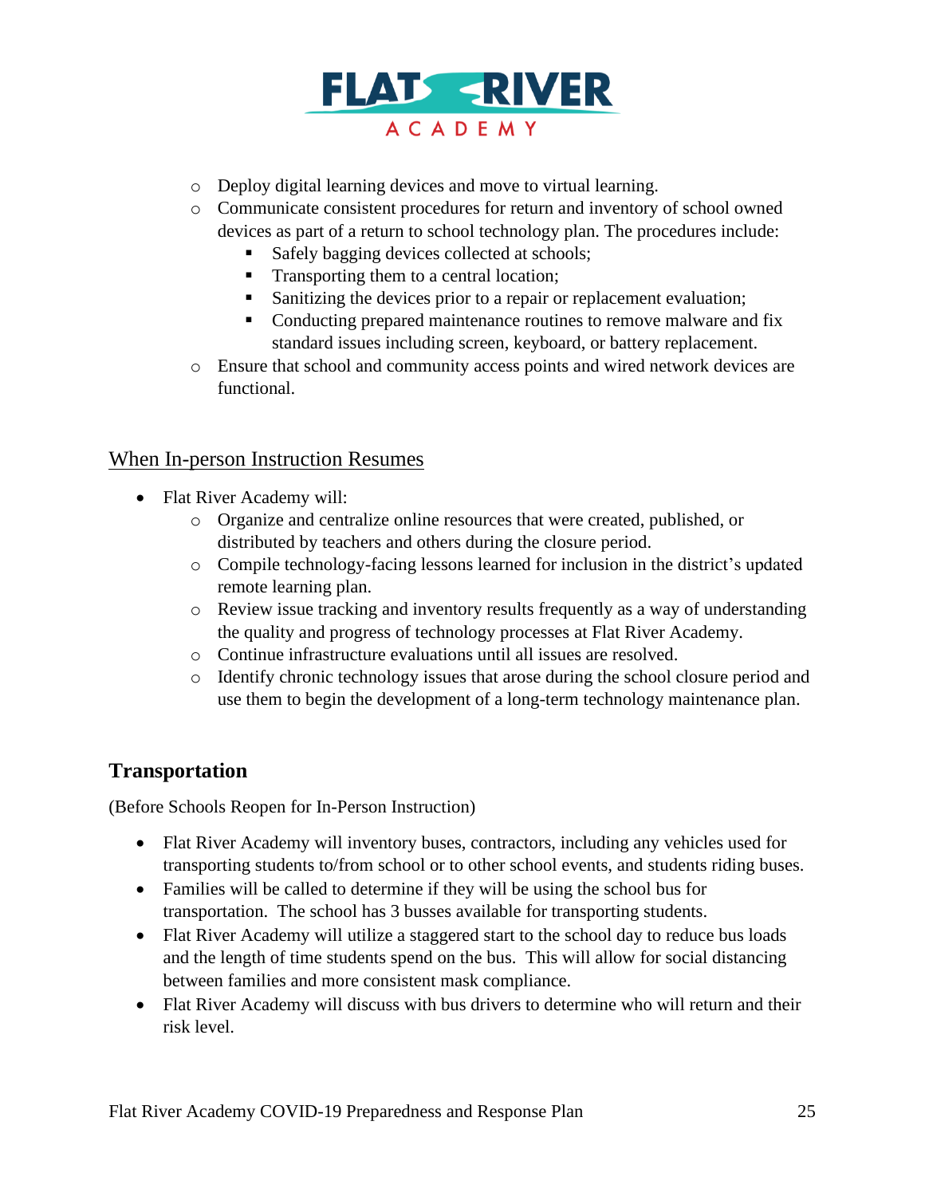- Deploy digital learning devices and move to virtual learning.
- Communicate consistent procedures for return and inventory of school owned devices as part of a return to school technology plan. The procedures include:
  - Safely bagging devices collected at schools;
  - Transporting them to a central location;
  - Sanitizing the devices prior to a repair or replacement evaluation;
  - Conducting prepared maintenance routines to remove malware and fix standard issues including screen, keyboard, or battery replacement.
- Ensure that school and community access points and wired network devices are functional.

<u>When In-person Instruction Resumes</u>

- Flat River Academy will:
  - Organize and centralize online resources that were created, published, or distributed by teachers and others during the closure period.
  - Compile technology-facing lessons learned for inclusion in the district's updated remote learning plan.
  - Review issue tracking and inventory results frequently as a way of understanding the quality and progress of technology processes at Flat River Academy.
  - Continue infrastructure evaluations until all issues are resolved.
  - Identify chronic technology issues that arose during the school closure period and use them to begin the development of a long-term technology maintenance plan.

## Transportation

(Before Schools Reopen for In-Person Instruction)

- Flat River Academy will inventory buses, contractors, including any vehicles used for transporting students to/from school or to other school events, and students riding buses.
- Families will be called to determine if they will be using the school bus for transportation. The school has 3 busses available for transporting students.
- Flat River Academy will utilize a staggered start to the school day to reduce bus loads and the length of time students spend on the bus. This will allow for social distancing between families and more consistent mask compliance.
- Flat River Academy will discuss with bus drivers to determine who will return and their risk level.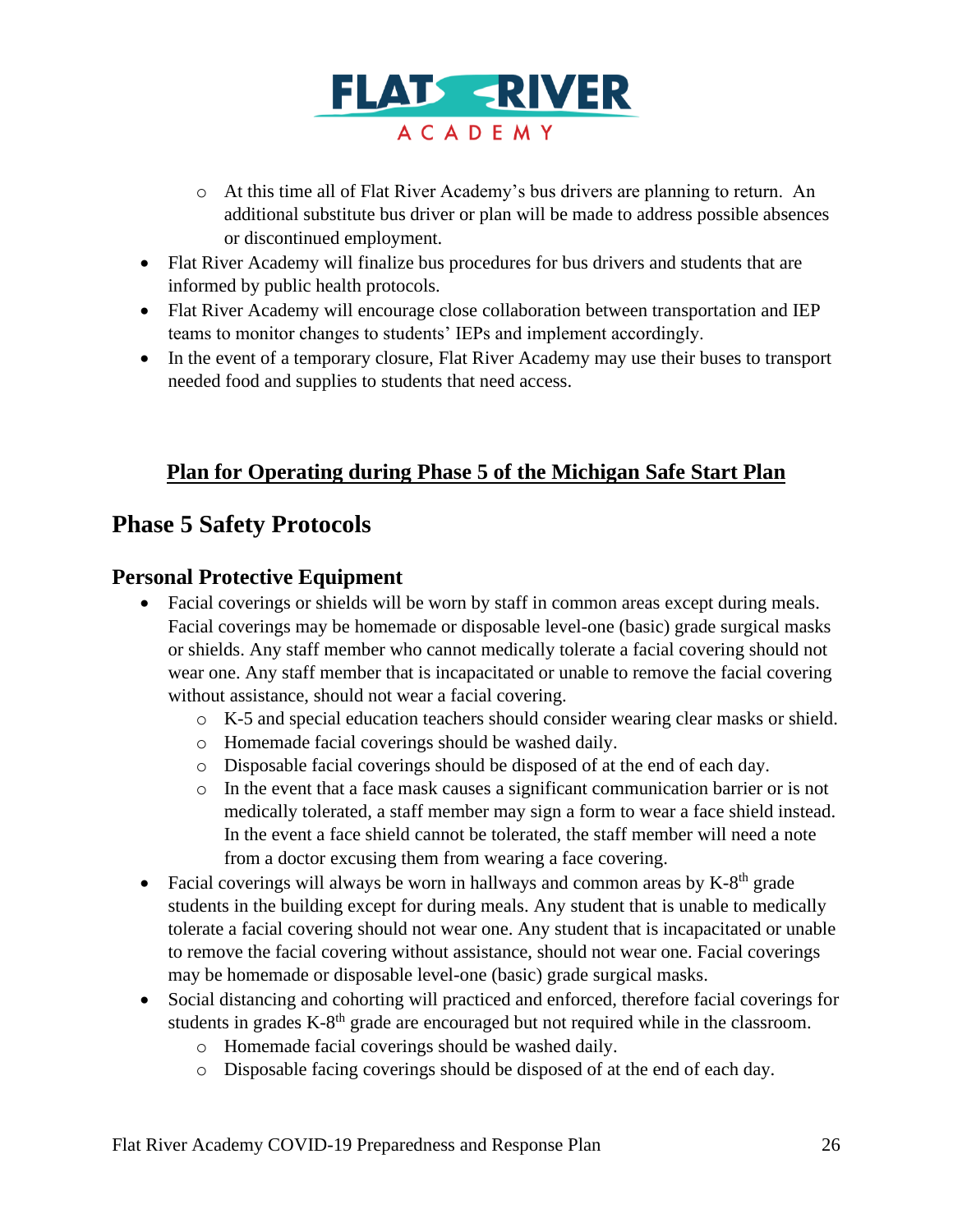- At this time all of Flat River Academy's bus drivers are planning to return. An additional substitute bus driver or plan will be made to address possible absences or discontinued employment.
- Flat River Academy will finalize bus procedures for bus drivers and students that are informed by public health protocols.
- Flat River Academy will encourage close collaboration between transportation and IEP teams to monitor changes to students' IEPs and implement accordingly.
- In the event of a temporary closure, Flat River Academy may use their buses to transport needed food and supplies to students that need access.

**<u>Plan for Operating during Phase 5 of the Michigan Safe Start Plan</u>**

## Phase 5 Safety Protocols

### Personal Protective Equipment

- Facial coverings or shields will be worn by staff in common areas except during meals. Facial coverings may be homemade or disposable level-one (basic) grade surgical masks or shields. Any staff member who cannot medically tolerate a facial covering should not wear one. Any staff member that is incapacitated or unable to remove the facial covering without assistance, should not wear a facial covering.
  - K-5 and special education teachers should consider wearing clear masks or shield.
  - Homemade facial coverings should be washed daily.
  - Disposable facial coverings should be disposed of at the end of each day.
  - In the event that a face mask causes a significant communication barrier or is not medically tolerated, a staff member may sign a form to wear a face shield instead. In the event a face shield cannot be tolerated, the staff member will need a note from a doctor excusing them from wearing a face covering.
- Facial coverings will always be worn in hallways and common areas by K-8th grade students in the building except for during meals. Any student that is unable to medically tolerate a facial covering should not wear one. Any student that is incapacitated or unable to remove the facial covering without assistance, should not wear one. Facial coverings may be homemade or disposable level-one (basic) grade surgical masks.
- Social distancing and cohorting will practiced and enforced, therefore facial coverings for students in grades K-8th grade are encouraged but not required while in the classroom.
  - Homemade facial coverings should be washed daily.
  - Disposable facing coverings should be disposed of at the end of each day.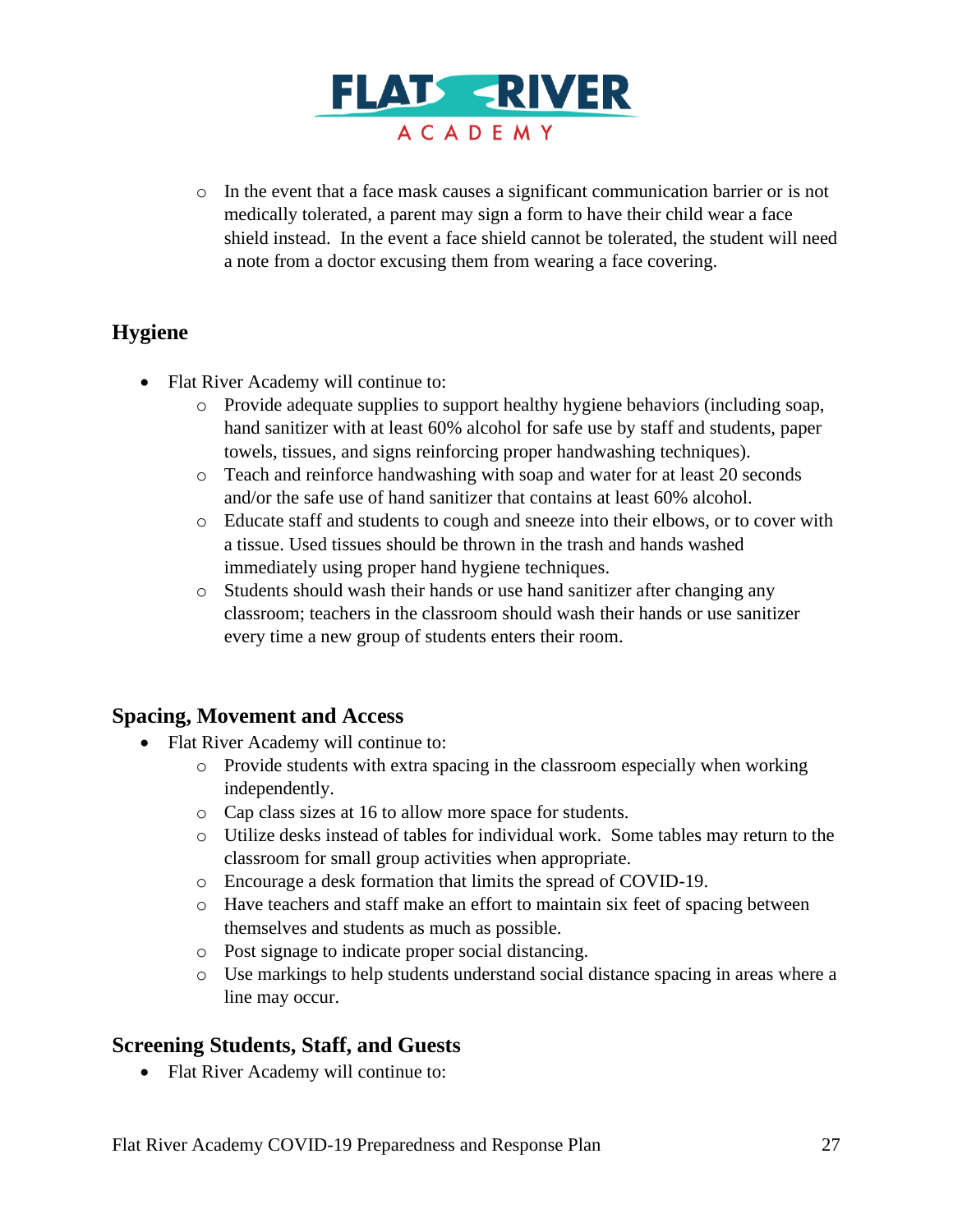- In the event that a face mask causes a significant communication barrier or is not medically tolerated, a parent may sign a form to have their child wear a face shield instead. In the event a face shield cannot be tolerated, the student will need a note from a doctor excusing them from wearing a face covering.

## Hygiene

- Flat River Academy will continue to:
  - Provide adequate supplies to support healthy hygiene behaviors (including soap, hand sanitizer with at least 60% alcohol for safe use by staff and students, paper towels, tissues, and signs reinforcing proper handwashing techniques).
  - Teach and reinforce handwashing with soap and water for at least 20 seconds and/or the safe use of hand sanitizer that contains at least 60% alcohol.
  - Educate staff and students to cough and sneeze into their elbows, or to cover with a tissue. Used tissues should be thrown in the trash and hands washed immediately using proper hand hygiene techniques.
  - Students should wash their hands or use hand sanitizer after changing any classroom; teachers in the classroom should wash their hands or use sanitizer every time a new group of students enters their room.

## Spacing, Movement and Access

- Flat River Academy will continue to:
  - Provide students with extra spacing in the classroom especially when working independently.
  - Cap class sizes at 16 to allow more space for students.
  - Utilize desks instead of tables for individual work. Some tables may return to the classroom for small group activities when appropriate.
  - Encourage a desk formation that limits the spread of COVID-19.
  - Have teachers and staff make an effort to maintain six feet of spacing between themselves and students as much as possible.
  - Post signage to indicate proper social distancing.
  - Use markings to help students understand social distance spacing in areas where a line may occur.

## Screening Students, Staff, and Guests

- Flat River Academy will continue to: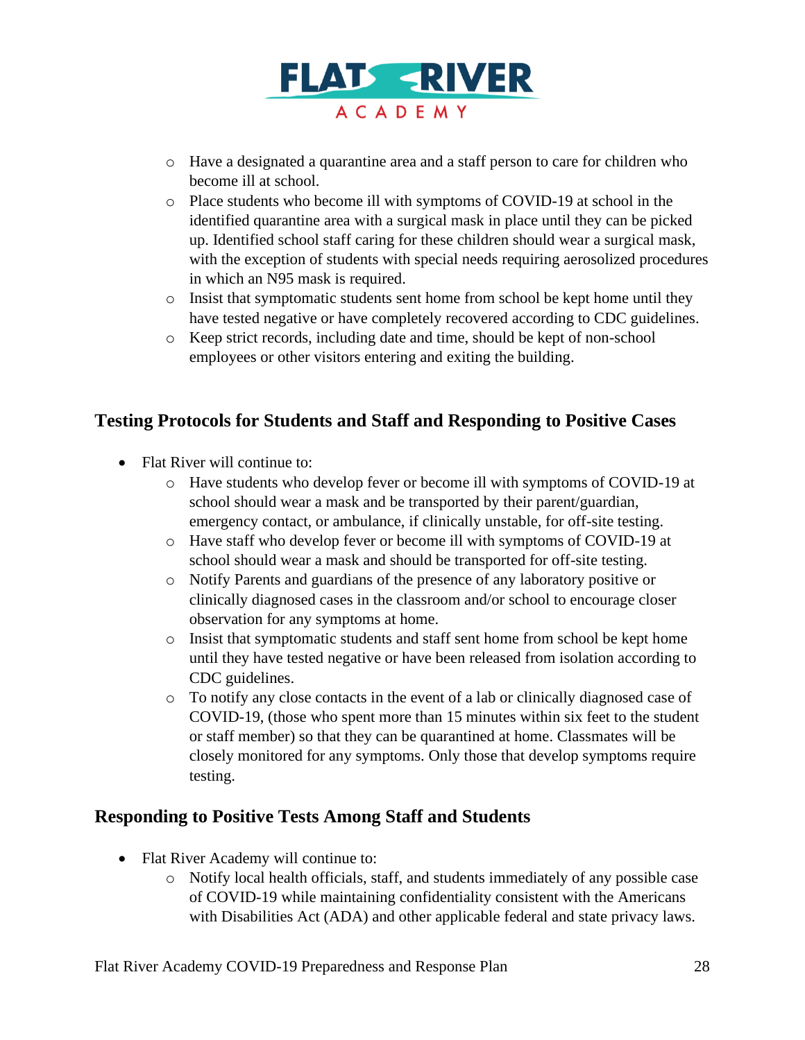- Have a designated a quarantine area and a staff person to care for children who become ill at school.
- Place students who become ill with symptoms of COVID-19 at school in the identified quarantine area with a surgical mask in place until they can be picked up. Identified school staff caring for these children should wear a surgical mask, with the exception of students with special needs requiring aerosolized procedures in which an N95 mask is required.
- Insist that symptomatic students sent home from school be kept home until they have tested negative or have completely recovered according to CDC guidelines.
- Keep strict records, including date and time, should be kept of non-school employees or other visitors entering and exiting the building.

## Testing Protocols for Students and Staff and Responding to Positive Cases

- Flat River will continue to:
  - Have students who develop fever or become ill with symptoms of COVID-19 at school should wear a mask and be transported by their parent/guardian, emergency contact, or ambulance, if clinically unstable, for off-site testing.
  - Have staff who develop fever or become ill with symptoms of COVID-19 at school should wear a mask and should be transported for off-site testing.
  - Notify Parents and guardians of the presence of any laboratory positive or clinically diagnosed cases in the classroom and/or school to encourage closer observation for any symptoms at home.
  - Insist that symptomatic students and staff sent home from school be kept home until they have tested negative or have been released from isolation according to CDC guidelines.
  - To notify any close contacts in the event of a lab or clinically diagnosed case of COVID-19, (those who spent more than 15 minutes within six feet to the student or staff member) so that they can be quarantined at home. Classmates will be closely monitored for any symptoms. Only those that develop symptoms require testing.

## Responding to Positive Tests Among Staff and Students

- Flat River Academy will continue to:
  - Notify local health officials, staff, and students immediately of any possible case of COVID-19 while maintaining confidentiality consistent with the Americans with Disabilities Act (ADA) and other applicable federal and state privacy laws.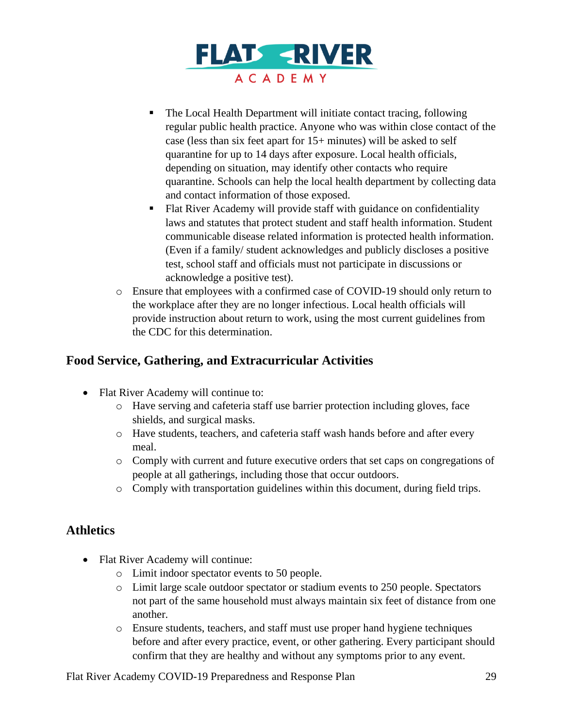- The Local Health Department will initiate contact tracing, following regular public health practice. Anyone who was within close contact of the case (less than six feet apart for 15+ minutes) will be asked to self quarantine for up to 14 days after exposure. Local health officials, depending on situation, may identify other contacts who require quarantine. Schools can help the local health department by collecting data and contact information of those exposed.
        - Flat River Academy will provide staff with guidance on confidentiality laws and statutes that protect student and staff health information. Student communicable disease related information is protected health information. (Even if a family/ student acknowledges and publicly discloses a positive test, school staff and officials must not participate in discussions or acknowledge a positive test).
    - Ensure that employees with a confirmed case of COVID-19 should only return to the workplace after they are no longer infectious. Local health officials will provide instruction about return to work, using the most current guidelines from the CDC for this determination.

## Food Service, Gathering, and Extracurricular Activities

- Flat River Academy will continue to:
    - Have serving and cafeteria staff use barrier protection including gloves, face shields, and surgical masks.
    - Have students, teachers, and cafeteria staff wash hands before and after every meal.
    - Comply with current and future executive orders that set caps on congregations of people at all gatherings, including those that occur outdoors.
    - Comply with transportation guidelines within this document, during field trips.

## Athletics

- Flat River Academy will continue:
    - Limit indoor spectator events to 50 people.
    - Limit large scale outdoor spectator or stadium events to 250 people. Spectators not part of the same household must always maintain six feet of distance from one another.
    - Ensure students, teachers, and staff must use proper hand hygiene techniques before and after every practice, event, or other gathering. Every participant should confirm that they are healthy and without any symptoms prior to any event.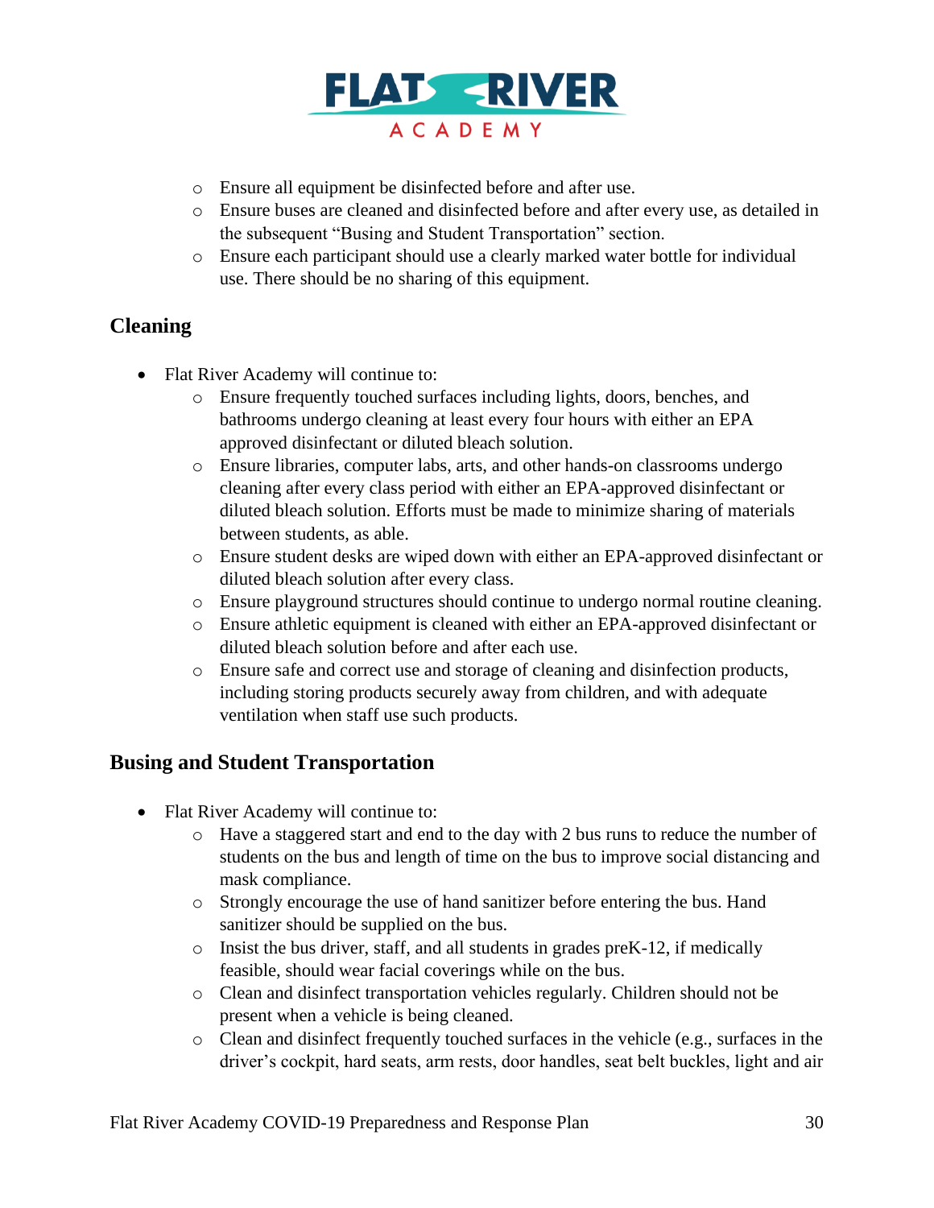- Ensure all equipment be disinfected before and after use.
  - Ensure buses are cleaned and disinfected before and after every use, as detailed in the subsequent "Busing and Student Transportation" section.
  - Ensure each participant should use a clearly marked water bottle for individual use. There should be no sharing of this equipment.

## Cleaning

- Flat River Academy will continue to:
  - Ensure frequently touched surfaces including lights, doors, benches, and bathrooms undergo cleaning at least every four hours with either an EPA approved disinfectant or diluted bleach solution.
  - Ensure libraries, computer labs, arts, and other hands-on classrooms undergo cleaning after every class period with either an EPA-approved disinfectant or diluted bleach solution. Efforts must be made to minimize sharing of materials between students, as able.
  - Ensure student desks are wiped down with either an EPA-approved disinfectant or diluted bleach solution after every class.
  - Ensure playground structures should continue to undergo normal routine cleaning.
  - Ensure athletic equipment is cleaned with either an EPA-approved disinfectant or diluted bleach solution before and after each use.
  - Ensure safe and correct use and storage of cleaning and disinfection products, including storing products securely away from children, and with adequate ventilation when staff use such products.

## Busing and Student Transportation

- Flat River Academy will continue to:
  - Have a staggered start and end to the day with 2 bus runs to reduce the number of students on the bus and length of time on the bus to improve social distancing and mask compliance.
  - Strongly encourage the use of hand sanitizer before entering the bus. Hand sanitizer should be supplied on the bus.
  - Insist the bus driver, staff, and all students in grades preK-12, if medically feasible, should wear facial coverings while on the bus.
  - Clean and disinfect transportation vehicles regularly. Children should not be present when a vehicle is being cleaned.
  - Clean and disinfect frequently touched surfaces in the vehicle (e.g., surfaces in the driver's cockpit, hard seats, arm rests, door handles, seat belt buckles, light and air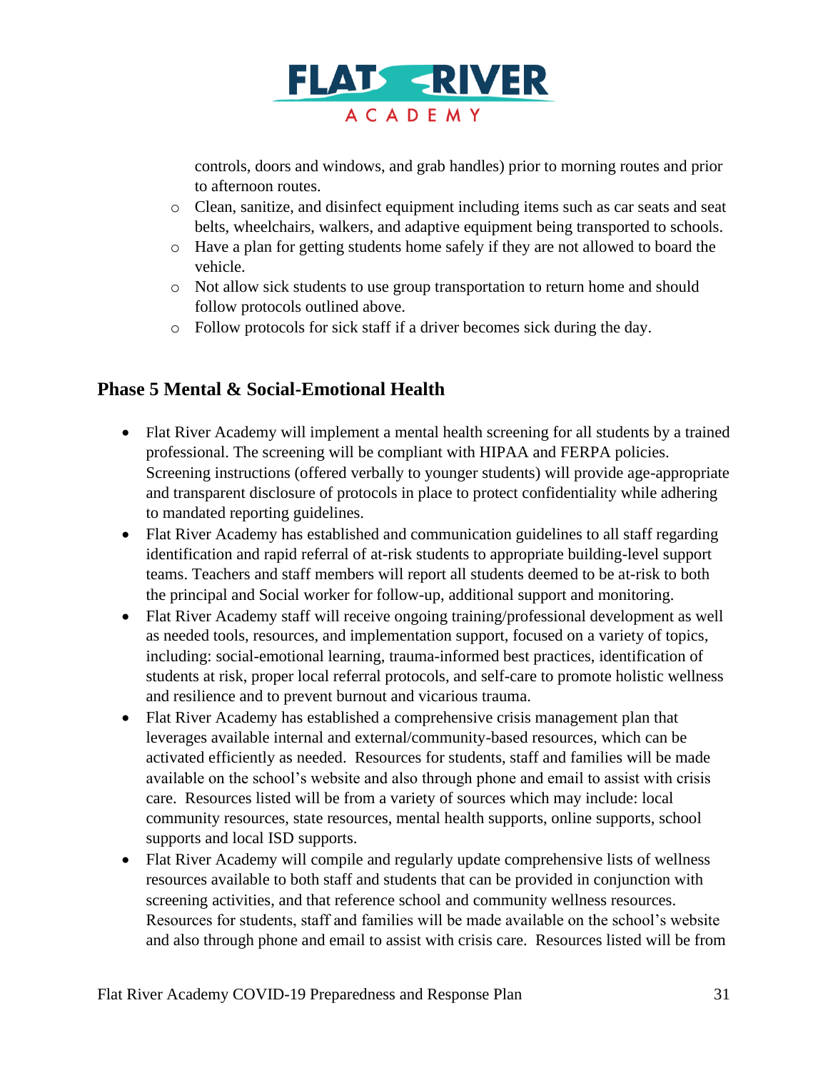controls, doors and windows, and grab handles) prior to morning routes and prior to afternoon routes.
  - Clean, sanitize, and disinfect equipment including items such as car seats and seat belts, wheelchairs, walkers, and adaptive equipment being transported to schools.
  - Have a plan for getting students home safely if they are not allowed to board the vehicle.
  - Not allow sick students to use group transportation to return home and should follow protocols outlined above.
  - Follow protocols for sick staff if a driver becomes sick during the day.

## Phase 5 Mental & Social-Emotional Health

- Flat River Academy will implement a mental health screening for all students by a trained professional. The screening will be compliant with HIPAA and FERPA policies. Screening instructions (offered verbally to younger students) will provide age-appropriate and transparent disclosure of protocols in place to protect confidentiality while adhering to mandated reporting guidelines.
- Flat River Academy has established and communication guidelines to all staff regarding identification and rapid referral of at-risk students to appropriate building-level support teams. Teachers and staff members will report all students deemed to be at-risk to both the principal and Social worker for follow-up, additional support and monitoring.
- Flat River Academy staff will receive ongoing training/professional development as well as needed tools, resources, and implementation support, focused on a variety of topics, including: social-emotional learning, trauma-informed best practices, identification of students at risk, proper local referral protocols, and self-care to promote holistic wellness and resilience and to prevent burnout and vicarious trauma.
- Flat River Academy has established a comprehensive crisis management plan that leverages available internal and external/community-based resources, which can be activated efficiently as needed. Resources for students, staff and families will be made available on the school's website and also through phone and email to assist with crisis care. Resources listed will be from a variety of sources which may include: local community resources, state resources, mental health supports, online supports, school supports and local ISD supports.
- Flat River Academy will compile and regularly update comprehensive lists of wellness resources available to both staff and students that can be provided in conjunction with screening activities, and that reference school and community wellness resources. Resources for students, staff and families will be made available on the school's website and also through phone and email to assist with crisis care. Resources listed will be from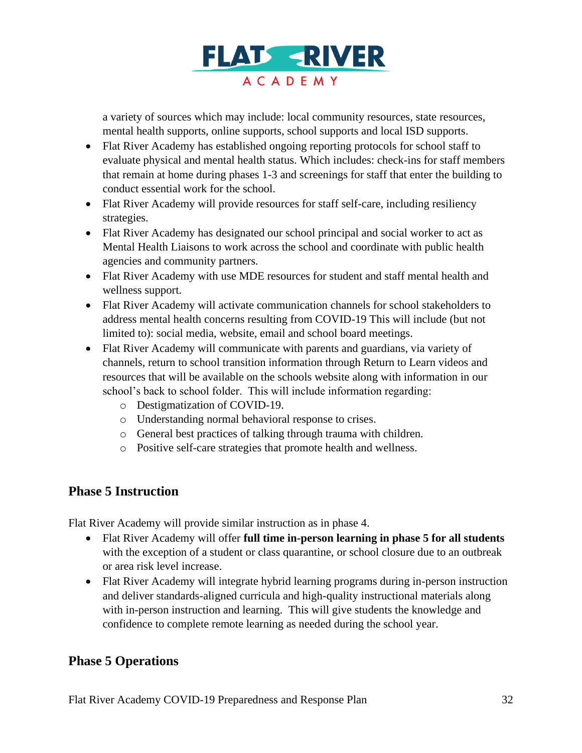a variety of sources which may include: local community resources, state resources, mental health supports, online supports, school supports and local ISD supports.

- Flat River Academy has established ongoing reporting protocols for school staff to evaluate physical and mental health status. Which includes: check-ins for staff members that remain at home during phases 1-3 and screenings for staff that enter the building to conduct essential work for the school.
- Flat River Academy will provide resources for staff self-care, including resiliency strategies.
- Flat River Academy has designated our school principal and social worker to act as Mental Health Liaisons to work across the school and coordinate with public health agencies and community partners.
- Flat River Academy with use MDE resources for student and staff mental health and wellness support.
- Flat River Academy will activate communication channels for school stakeholders to address mental health concerns resulting from COVID-19 This will include (but not limited to): social media, website, email and school board meetings.
- Flat River Academy will communicate with parents and guardians, via variety of channels, return to school transition information through Return to Learn videos and resources that will be available on the schools website along with information in our school's back to school folder. This will include information regarding:
  - Destigmatization of COVID-19.
  - Understanding normal behavioral response to crises.
  - General best practices of talking through trauma with children.
  - Positive self-care strategies that promote health and wellness.

## Phase 5 Instruction

Flat River Academy will provide similar instruction as in phase 4.

- Flat River Academy will offer **full time in-person learning in phase 5 for all students** with the exception of a student or class quarantine, or school closure due to an outbreak or area risk level increase.
- Flat River Academy will integrate hybrid learning programs during in-person instruction and deliver standards-aligned curricula and high-quality instructional materials along with in-person instruction and learning. This will give students the knowledge and confidence to complete remote learning as needed during the school year.

## Phase 5 Operations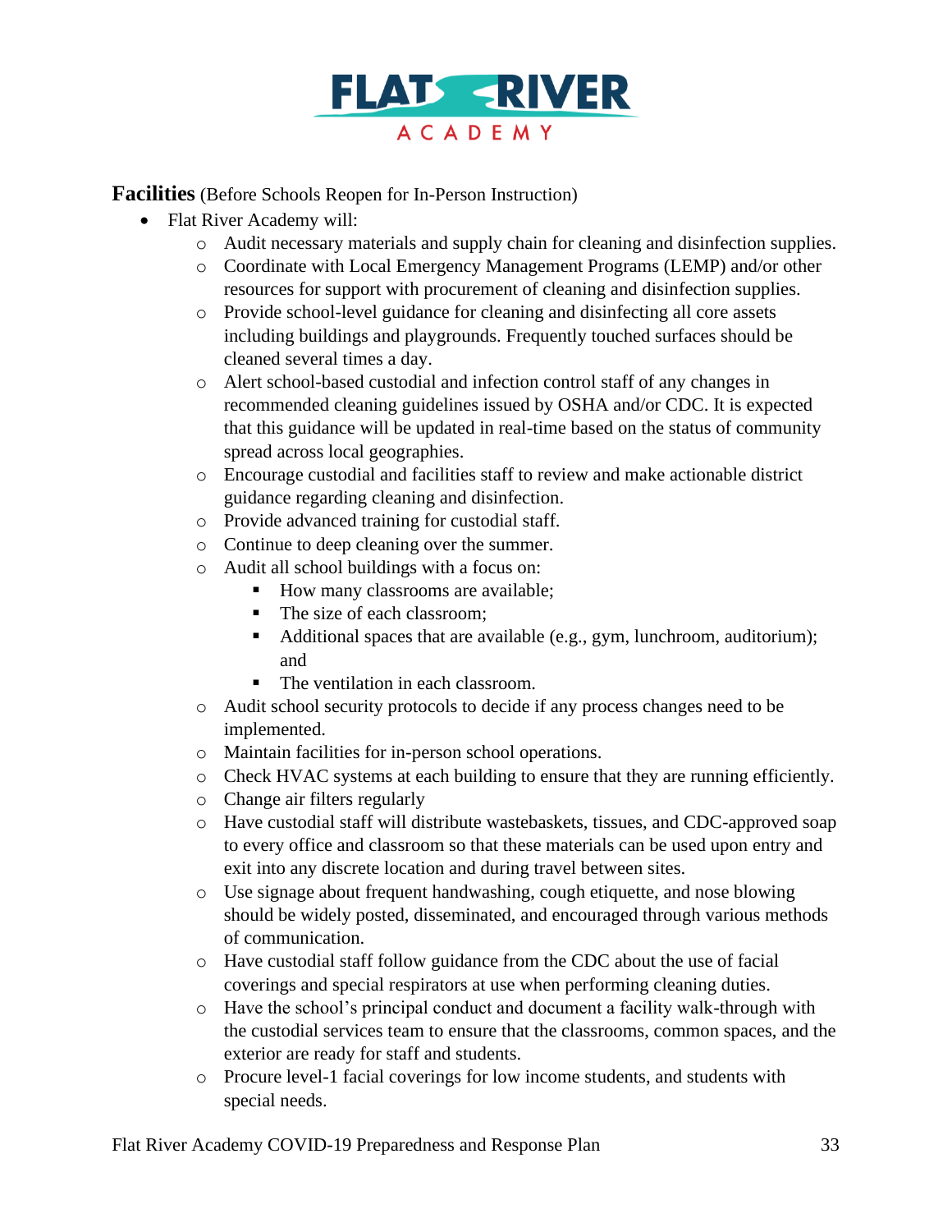**Facilities** (Before Schools Reopen for In-Person Instruction)

- Flat River Academy will:
  - Audit necessary materials and supply chain for cleaning and disinfection supplies.
  - Coordinate with Local Emergency Management Programs (LEMP) and/or other resources for support with procurement of cleaning and disinfection supplies.
  - Provide school-level guidance for cleaning and disinfecting all core assets including buildings and playgrounds. Frequently touched surfaces should be cleaned several times a day.
  - Alert school-based custodial and infection control staff of any changes in recommended cleaning guidelines issued by OSHA and/or CDC. It is expected that this guidance will be updated in real-time based on the status of community spread across local geographies.
  - Encourage custodial and facilities staff to review and make actionable district guidance regarding cleaning and disinfection.
  - Provide advanced training for custodial staff.
  - Continue to deep cleaning over the summer.
  - Audit all school buildings with a focus on:
    - How many classrooms are available;
    - The size of each classroom;
    - Additional spaces that are available (e.g., gym, lunchroom, auditorium); and
    - The ventilation in each classroom.
  - Audit school security protocols to decide if any process changes need to be implemented.
  - Maintain facilities for in-person school operations.
  - Check HVAC systems at each building to ensure that they are running efficiently.
  - Change air filters regularly
  - Have custodial staff will distribute wastebaskets, tissues, and CDC-approved soap to every office and classroom so that these materials can be used upon entry and exit into any discrete location and during travel between sites.
  - Use signage about frequent handwashing, cough etiquette, and nose blowing should be widely posted, disseminated, and encouraged through various methods of communication.
  - Have custodial staff follow guidance from the CDC about the use of facial coverings and special respirators at use when performing cleaning duties.
  - Have the school's principal conduct and document a facility walk-through with the custodial services team to ensure that the classrooms, common spaces, and the exterior are ready for staff and students.
  - Procure level-1 facial coverings for low income students, and students with special needs.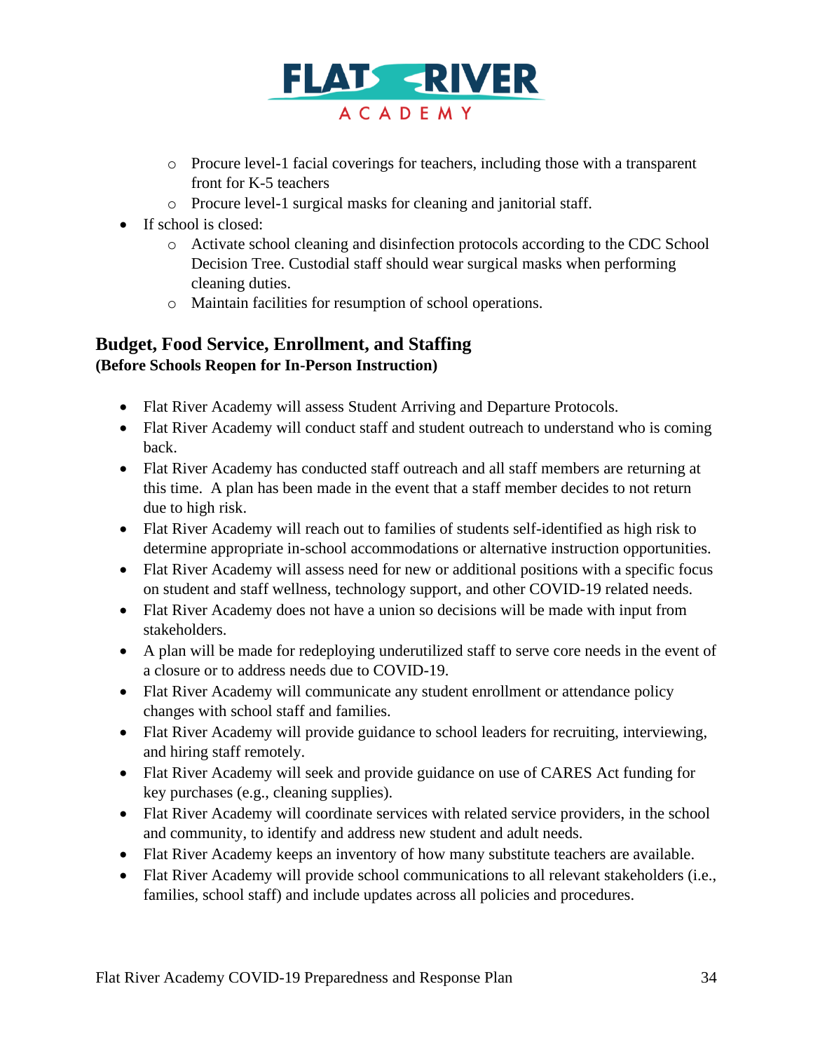- Procure level-1 facial coverings for teachers, including those with a transparent front for K-5 teachers
  - Procure level-1 surgical masks for cleaning and janitorial staff.
- If school is closed:
  - Activate school cleaning and disinfection protocols according to the CDC School Decision Tree. Custodial staff should wear surgical masks when performing cleaning duties.
  - Maintain facilities for resumption of school operations.

## Budget, Food Service, Enrollment, and Staffing

**(Before Schools Reopen for In-Person Instruction)**

- Flat River Academy will assess Student Arriving and Departure Protocols.
- Flat River Academy will conduct staff and student outreach to understand who is coming back.
- Flat River Academy has conducted staff outreach and all staff members are returning at this time. A plan has been made in the event that a staff member decides to not return due to high risk.
- Flat River Academy will reach out to families of students self-identified as high risk to determine appropriate in-school accommodations or alternative instruction opportunities.
- Flat River Academy will assess need for new or additional positions with a specific focus on student and staff wellness, technology support, and other COVID-19 related needs.
- Flat River Academy does not have a union so decisions will be made with input from stakeholders.
- A plan will be made for redeploying underutilized staff to serve core needs in the event of a closure or to address needs due to COVID-19.
- Flat River Academy will communicate any student enrollment or attendance policy changes with school staff and families.
- Flat River Academy will provide guidance to school leaders for recruiting, interviewing, and hiring staff remotely.
- Flat River Academy will seek and provide guidance on use of CARES Act funding for key purchases (e.g., cleaning supplies).
- Flat River Academy will coordinate services with related service providers, in the school and community, to identify and address new student and adult needs.
- Flat River Academy keeps an inventory of how many substitute teachers are available.
- Flat River Academy will provide school communications to all relevant stakeholders (i.e., families, school staff) and include updates across all policies and procedures.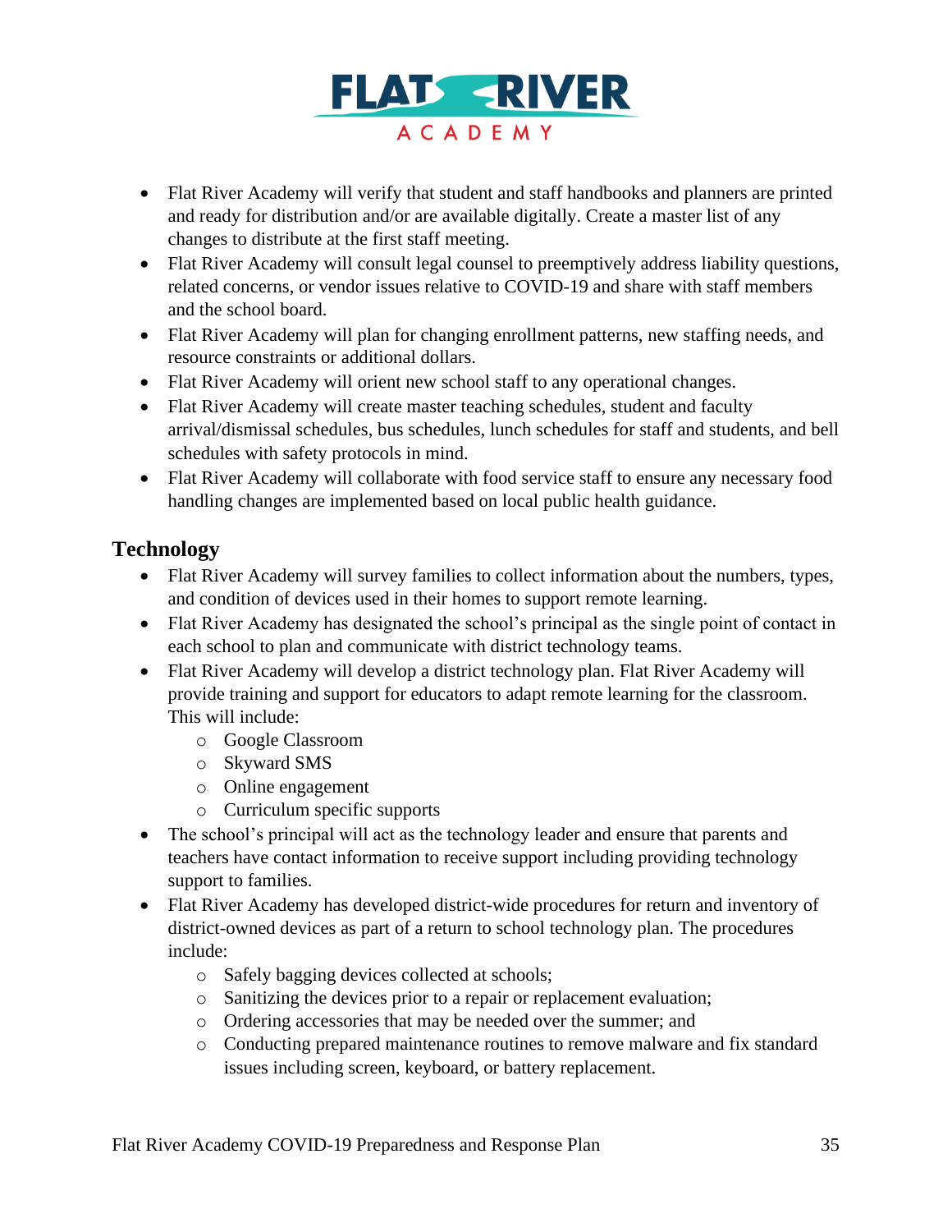- Flat River Academy will verify that student and staff handbooks and planners are printed and ready for distribution and/or are available digitally. Create a master list of any changes to distribute at the first staff meeting.
- Flat River Academy will consult legal counsel to preemptively address liability questions, related concerns, or vendor issues relative to COVID-19 and share with staff members and the school board.
- Flat River Academy will plan for changing enrollment patterns, new staffing needs, and resource constraints or additional dollars.
- Flat River Academy will orient new school staff to any operational changes.
- Flat River Academy will create master teaching schedules, student and faculty arrival/dismissal schedules, bus schedules, lunch schedules for staff and students, and bell schedules with safety protocols in mind.
- Flat River Academy will collaborate with food service staff to ensure any necessary food handling changes are implemented based on local public health guidance.

## Technology

- Flat River Academy will survey families to collect information about the numbers, types, and condition of devices used in their homes to support remote learning.
- Flat River Academy has designated the school's principal as the single point of contact in each school to plan and communicate with district technology teams.
- Flat River Academy will develop a district technology plan. Flat River Academy will provide training and support for educators to adapt remote learning for the classroom. This will include:
  - Google Classroom
  - Skyward SMS
  - Online engagement
  - Curriculum specific supports
- The school's principal will act as the technology leader and ensure that parents and teachers have contact information to receive support including providing technology support to families.
- Flat River Academy has developed district-wide procedures for return and inventory of district-owned devices as part of a return to school technology plan. The procedures include:
  - Safely bagging devices collected at schools;
  - Sanitizing the devices prior to a repair or replacement evaluation;
  - Ordering accessories that may be needed over the summer; and
  - Conducting prepared maintenance routines to remove malware and fix standard issues including screen, keyboard, or battery replacement.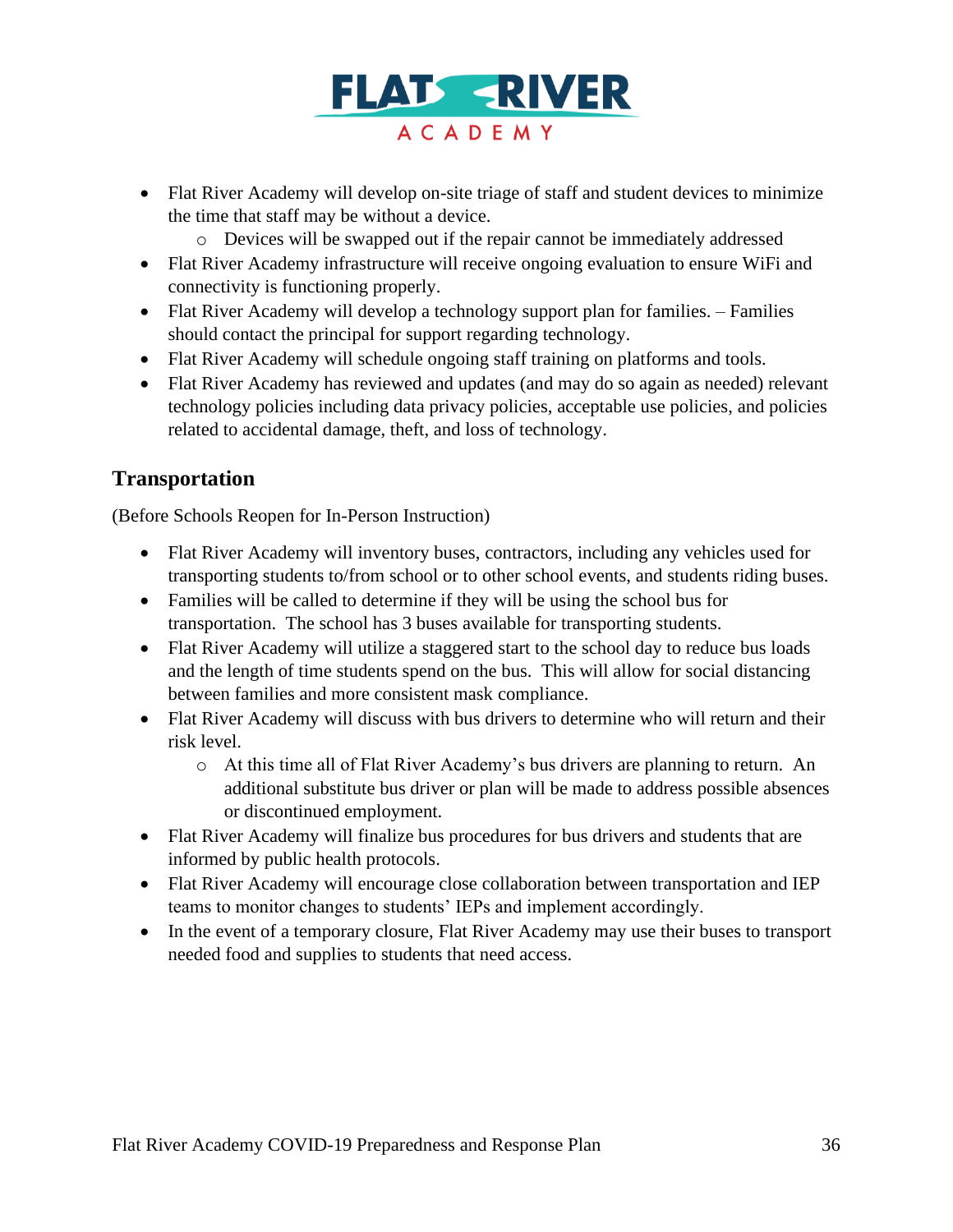- Flat River Academy will develop on-site triage of staff and student devices to minimize the time that staff may be without a device.
    - Devices will be swapped out if the repair cannot be immediately addressed
- Flat River Academy infrastructure will receive ongoing evaluation to ensure WiFi and connectivity is functioning properly.
- Flat River Academy will develop a technology support plan for families. – Families should contact the principal for support regarding technology.
- Flat River Academy will schedule ongoing staff training on platforms and tools.
- Flat River Academy has reviewed and updates (and may do so again as needed) relevant technology policies including data privacy policies, acceptable use policies, and policies related to accidental damage, theft, and loss of technology.

## Transportation

(Before Schools Reopen for In-Person Instruction)

- Flat River Academy will inventory buses, contractors, including any vehicles used for transporting students to/from school or to other school events, and students riding buses.
- Families will be called to determine if they will be using the school bus for transportation. The school has 3 buses available for transporting students.
- Flat River Academy will utilize a staggered start to the school day to reduce bus loads and the length of time students spend on the bus. This will allow for social distancing between families and more consistent mask compliance.
- Flat River Academy will discuss with bus drivers to determine who will return and their risk level.
    - At this time all of Flat River Academy's bus drivers are planning to return. An additional substitute bus driver or plan will be made to address possible absences or discontinued employment.
- Flat River Academy will finalize bus procedures for bus drivers and students that are informed by public health protocols.
- Flat River Academy will encourage close collaboration between transportation and IEP teams to monitor changes to students' IEPs and implement accordingly.
- In the event of a temporary closure, Flat River Academy may use their buses to transport needed food and supplies to students that need access.